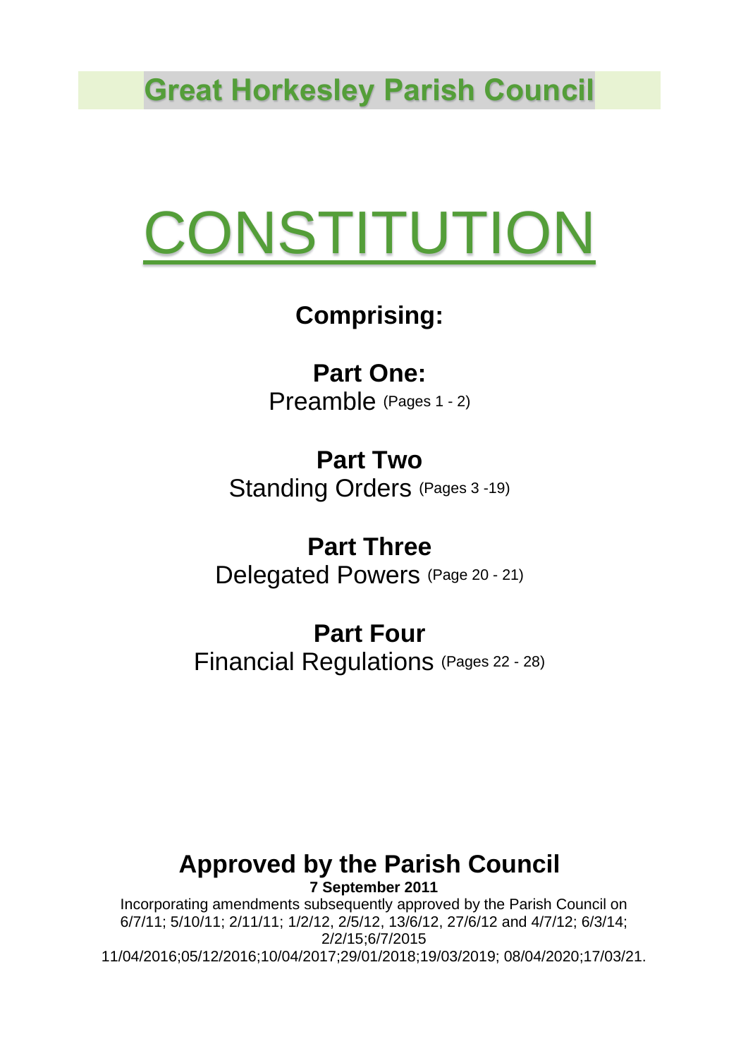# Great Horkesley Parish Council

# CONSTITUTION

## Comprising:

**Part One:**
Preamble (Pages 1 - 2)

**Part Two**
Standing Orders (Pages 3 -19)

**Part Three**
Delegated Powers (Page 20 - 21)

**Part Four**
Financial Regulations (Pages 22 - 28)

## Approved by the Parish Council

**7 September 2011**

Incorporating amendments subsequently approved by the Parish Council on 6/7/11; 5/10/11; 2/11/11; 1/2/12, 2/5/12, 13/6/12, 27/6/12 and 4/7/12; 6/3/14; 2/2/15;6/7/2015 11/04/2016;05/12/2016;10/04/2017;29/01/2018;19/03/2019; 08/04/2020;17/03/21.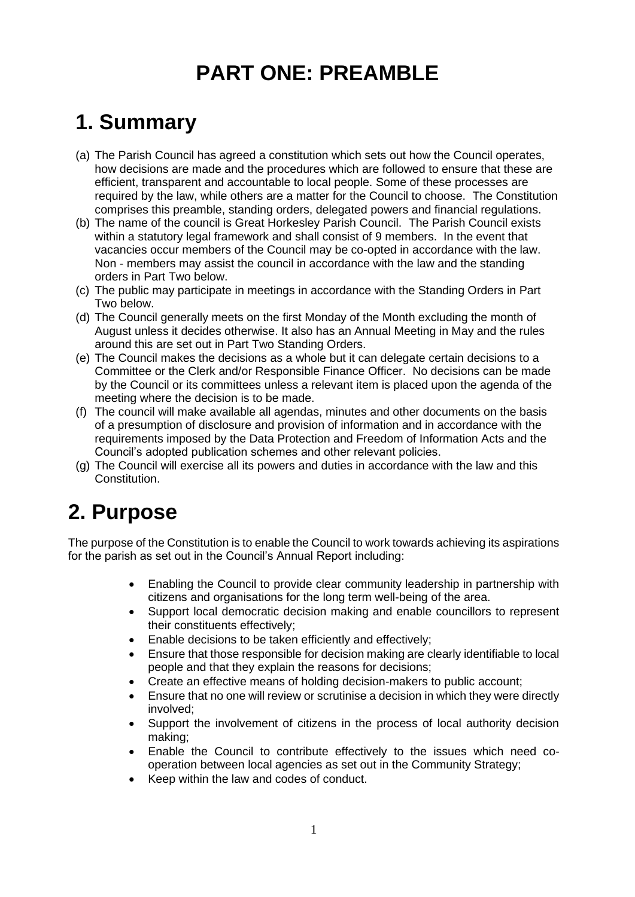# PART ONE: PREAMBLE

## 1. Summary

(a) The Parish Council has agreed a constitution which sets out how the Council operates, how decisions are made and the procedures which are followed to ensure that these are efficient, transparent and accountable to local people. Some of these processes are required by the law, while others are a matter for the Council to choose. The Constitution comprises this preamble, standing orders, delegated powers and financial regulations.

(b) The name of the council is Great Horkesley Parish Council. The Parish Council exists within a statutory legal framework and shall consist of 9 members. In the event that vacancies occur members of the Council may be co-opted in accordance with the law. Non - members may assist the council in accordance with the law and the standing orders in Part Two below.

(c) The public may participate in meetings in accordance with the Standing Orders in Part Two below.

(d) The Council generally meets on the first Monday of the Month excluding the month of August unless it decides otherwise. It also has an Annual Meeting in May and the rules around this are set out in Part Two Standing Orders.

(e) The Council makes the decisions as a whole but it can delegate certain decisions to a Committee or the Clerk and/or Responsible Finance Officer. No decisions can be made by the Council or its committees unless a relevant item is placed upon the agenda of the meeting where the decision is to be made.

(f) The council will make available all agendas, minutes and other documents on the basis of a presumption of disclosure and provision of information and in accordance with the requirements imposed by the Data Protection and Freedom of Information Acts and the Council's adopted publication schemes and other relevant policies.

(g) The Council will exercise all its powers and duties in accordance with the law and this Constitution.

## 2. Purpose

The purpose of the Constitution is to enable the Council to work towards achieving its aspirations for the parish as set out in the Council's Annual Report including:

- Enabling the Council to provide clear community leadership in partnership with citizens and organisations for the long term well-being of the area.
- Support local democratic decision making and enable councillors to represent their constituents effectively;
- Enable decisions to be taken efficiently and effectively;
- Ensure that those responsible for decision making are clearly identifiable to local people and that they explain the reasons for decisions;
- Create an effective means of holding decision-makers to public account;
- Ensure that no one will review or scrutinise a decision in which they were directly involved;
- Support the involvement of citizens in the process of local authority decision making;
- Enable the Council to contribute effectively to the issues which need co-operation between local agencies as set out in the Community Strategy;
- Keep within the law and codes of conduct.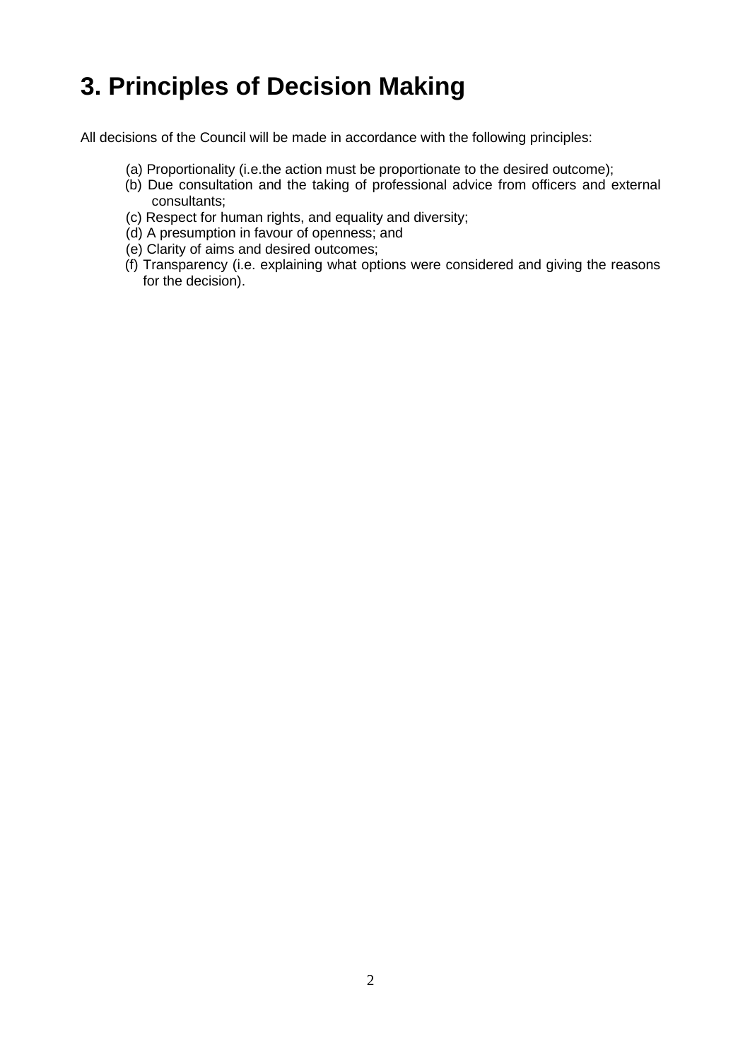# 3. Principles of Decision Making

All decisions of the Council will be made in accordance with the following principles:

(a) Proportionality (i.e.the action must be proportionate to the desired outcome);
(b) Due consultation and the taking of professional advice from officers and external consultants;
(c) Respect for human rights, and equality and diversity;
(d) A presumption in favour of openness; and
(e) Clarity of aims and desired outcomes;
(f) Transparency (i.e. explaining what options were considered and giving the reasons for the decision).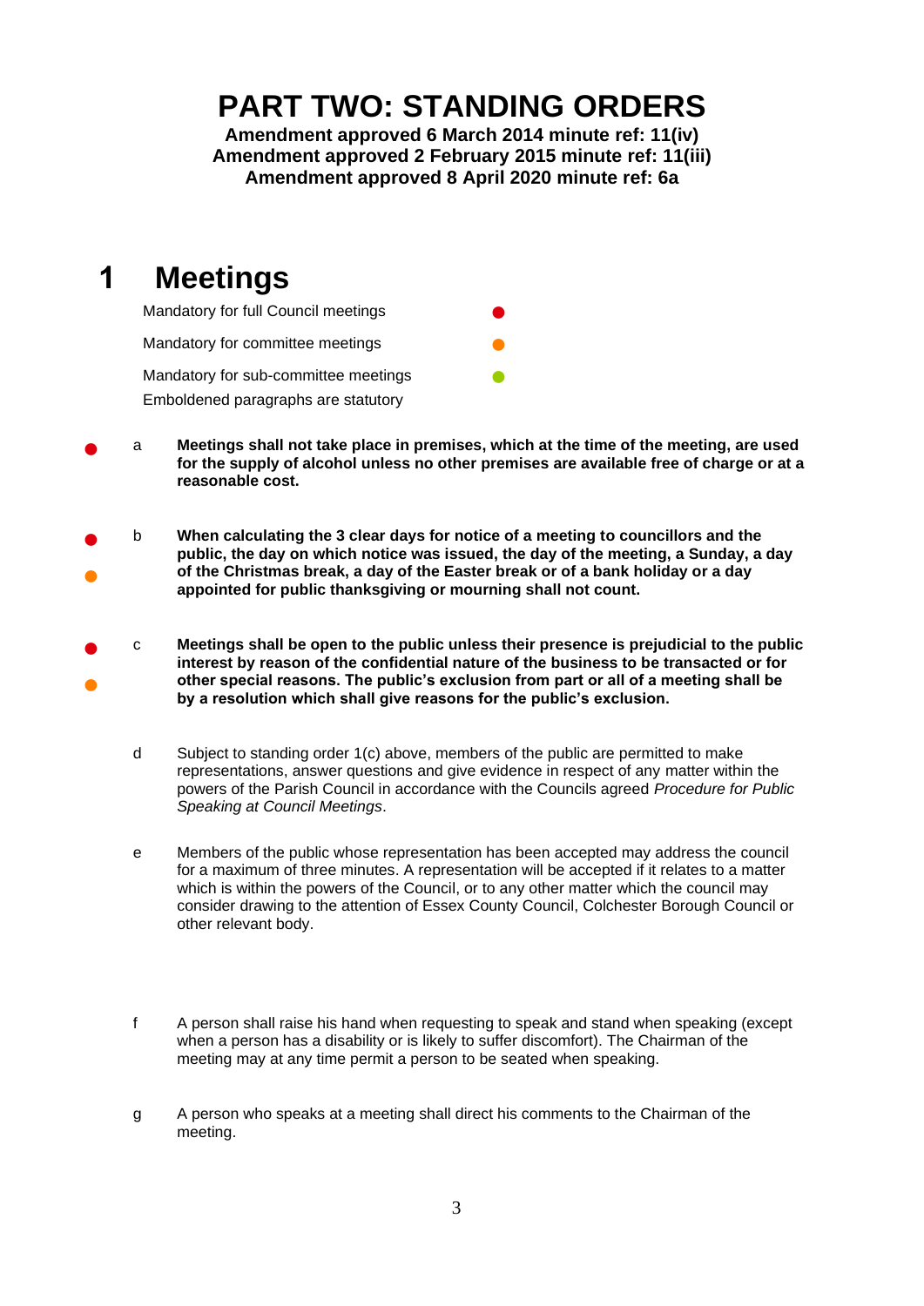# PART TWO: STANDING ORDERS

**Amendment approved 6 March 2014 minute ref: 11(iv)**
**Amendment approved 2 February 2015 minute ref: 11(iii)**
**Amendment approved 8 April 2020 minute ref: 6a**

## 1 Meetings

Mandatory for full Council meetings ● (red)

Mandatory for committee meetings ● (orange)

Mandatory for sub-committee meetings ● (green)

Emboldened paragraphs are statutory

● (red) a **Meetings shall not take place in premises, which at the time of the meeting, are used for the supply of alcohol unless no other premises are available free of charge or at a reasonable cost.**

● (red) ● (orange) b **When calculating the 3 clear days for notice of a meeting to councillors and the public, the day on which notice was issued, the day of the meeting, a Sunday, a day of the Christmas break, a day of the Easter break or of a bank holiday or a day appointed for public thanksgiving or mourning shall not count.**

● (red) ● (orange) c **Meetings shall be open to the public unless their presence is prejudicial to the public interest by reason of the confidential nature of the business to be transacted or for other special reasons. The public's exclusion from part or all of a meeting shall be by a resolution which shall give reasons for the public's exclusion.**

d Subject to standing order 1(c) above, members of the public are permitted to make representations, answer questions and give evidence in respect of any matter within the powers of the Parish Council in accordance with the Councils agreed *Procedure for Public Speaking at Council Meetings*.

e Members of the public whose representation has been accepted may address the council for a maximum of three minutes. A representation will be accepted if it relates to a matter which is within the powers of the Council, or to any other matter which the council may consider drawing to the attention of Essex County Council, Colchester Borough Council or other relevant body.

f A person shall raise his hand when requesting to speak and stand when speaking (except when a person has a disability or is likely to suffer discomfort). The Chairman of the meeting may at any time permit a person to be seated when speaking.

g A person who speaks at a meeting shall direct his comments to the Chairman of the meeting.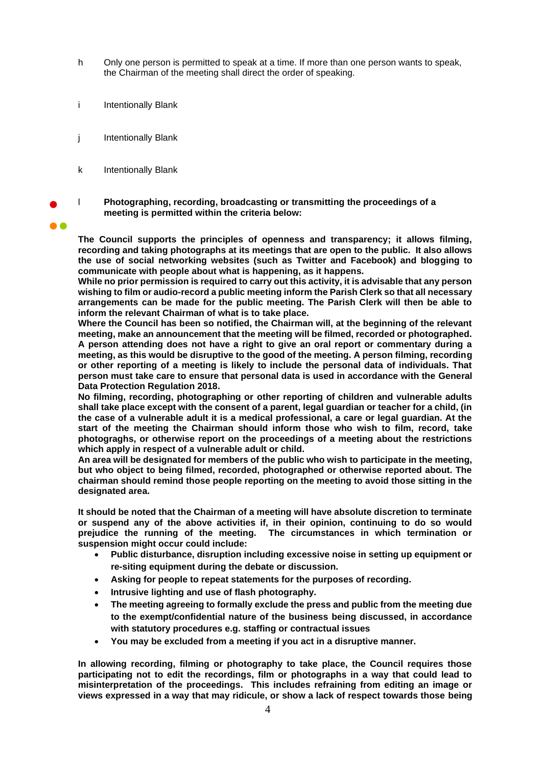h Only one person is permitted to speak at a time. If more than one person wants to speak, the Chairman of the meeting shall direct the order of speaking.

i Intentionally Blank

j Intentionally Blank

k Intentionally Blank

l **Photographing, recording, broadcasting or transmitting the proceedings of a meeting is permitted within the criteria below:**

**The Council supports the principles of openness and transparency; it allows filming, recording and taking photographs at its meetings that are open to the public. It also allows the use of social networking websites (such as Twitter and Facebook) and blogging to communicate with people about what is happening, as it happens.**

**While no prior permission is required to carry out this activity, it is advisable that any person wishing to film or audio-record a public meeting inform the Parish Clerk so that all necessary arrangements can be made for the public meeting. The Parish Clerk will then be able to inform the relevant Chairman of what is to take place.**

**Where the Council has been so notified, the Chairman will, at the beginning of the relevant meeting, make an announcement that the meeting will be filmed, recorded or photographed.**

**A person attending does not have a right to give an oral report or commentary during a meeting, as this would be disruptive to the good of the meeting. A person filming, recording or other reporting of a meeting is likely to include the personal data of individuals. That person must take care to ensure that personal data is used in accordance with the General Data Protection Regulation 2018.**

**No filming, recording, photographing or other reporting of children and vulnerable adults shall take place except with the consent of a parent, legal guardian or teacher for a child, (in the case of a vulnerable adult it is a medical professional, a care or legal guardian. At the start of the meeting the Chairman should inform those who wish to film, record, take photograghs, or otherwise report on the proceedings of a meeting about the restrictions which apply in respect of a vulnerable adult or child.**

**An area will be designated for members of the public who wish to participate in the meeting, but who object to being filmed, recorded, photographed or otherwise reported about. The chairman should remind those people reporting on the meeting to avoid those sitting in the designated area.**

**It should be noted that the Chairman of a meeting will have absolute discretion to terminate or suspend any of the above activities if, in their opinion, continuing to do so would prejudice the running of the meeting. The circumstances in which termination or suspension might occur could include:**

- **Public disturbance, disruption including excessive noise in setting up equipment or re-siting equipment during the debate or discussion.**
- **Asking for people to repeat statements for the purposes of recording.**
- **Intrusive lighting and use of flash photography.**
- **The meeting agreeing to formally exclude the press and public from the meeting due to the exempt/confidential nature of the business being discussed, in accordance with statutory procedures e.g. staffing or contractual issues**
- **You may be excluded from a meeting if you act in a disruptive manner.**

**In allowing recording, filming or photography to take place, the Council requires those participating not to edit the recordings, film or photographs in a way that could lead to misinterpretation of the proceedings. This includes refraining from editing an image or views expressed in a way that may ridicule, or show a lack of respect towards those being**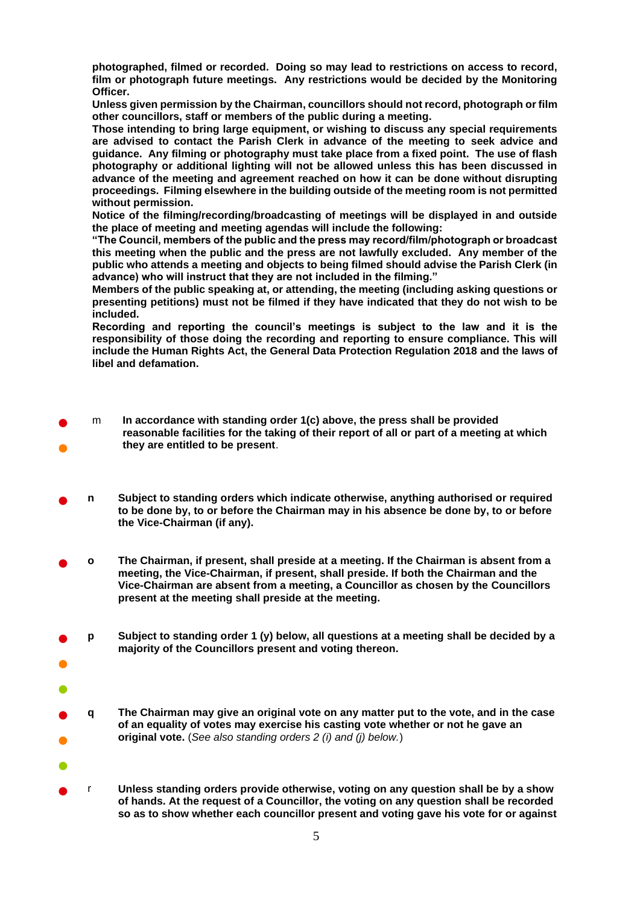**photographed, filmed or recorded. Doing so may lead to restrictions on access to record, film or photograph future meetings. Any restrictions would be decided by the Monitoring Officer.**

**Unless given permission by the Chairman, councillors should not record, photograph or film other councillors, staff or members of the public during a meeting.**

**Those intending to bring large equipment, or wishing to discuss any special requirements are advised to contact the Parish Clerk in advance of the meeting to seek advice and guidance. Any filming or photography must take place from a fixed point. The use of flash photography or additional lighting will not be allowed unless this has been discussed in advance of the meeting and agreement reached on how it can be done without disrupting proceedings. Filming elsewhere in the building outside of the meeting room is not permitted without permission.**

**Notice of the filming/recording/broadcasting of meetings will be displayed in and outside the place of meeting and meeting agendas will include the following:**

**"The Council, members of the public and the press may record/film/photograph or broadcast this meeting when the public and the press are not lawfully excluded. Any member of the public who attends a meeting and objects to being filmed should advise the Parish Clerk (in advance) who will instruct that they are not included in the filming."**

**Members of the public speaking at, or attending, the meeting (including asking questions or presenting petitions) must not be filmed if they have indicated that they do not wish to be included.**

**Recording and reporting the council's meetings is subject to the law and it is the responsibility of those doing the recording and reporting to ensure compliance. This will include the Human Rights Act, the General Data Protection Regulation 2018 and the laws of libel and defamation.**

- m **In accordance with standing order 1(c) above, the press shall be provided reasonable facilities for the taking of their report of all or part of a meeting at which they are entitled to be present**.

- **n** **Subject to standing orders which indicate otherwise, anything authorised or required to be done by, to or before the Chairman may in his absence be done by, to or before the Vice-Chairman (if any).**

- **o** **The Chairman, if present, shall preside at a meeting. If the Chairman is absent from a meeting, the Vice-Chairman, if present, shall preside. If both the Chairman and the Vice-Chairman are absent from a meeting, a Councillor as chosen by the Councillors present at the meeting shall preside at the meeting.**

- **p** **Subject to standing order 1 (y) below, all questions at a meeting shall be decided by a majority of the Councillors present and voting thereon.**

- **q** **The Chairman may give an original vote on any matter put to the vote, and in the case of an equality of votes may exercise his casting vote whether or not he gave an original vote.** (*See also standing orders 2 (i) and (j) below.*)

- r **Unless standing orders provide otherwise, voting on any question shall be by a show of hands. At the request of a Councillor, the voting on any question shall be recorded so as to show whether each councillor present and voting gave his vote for or against**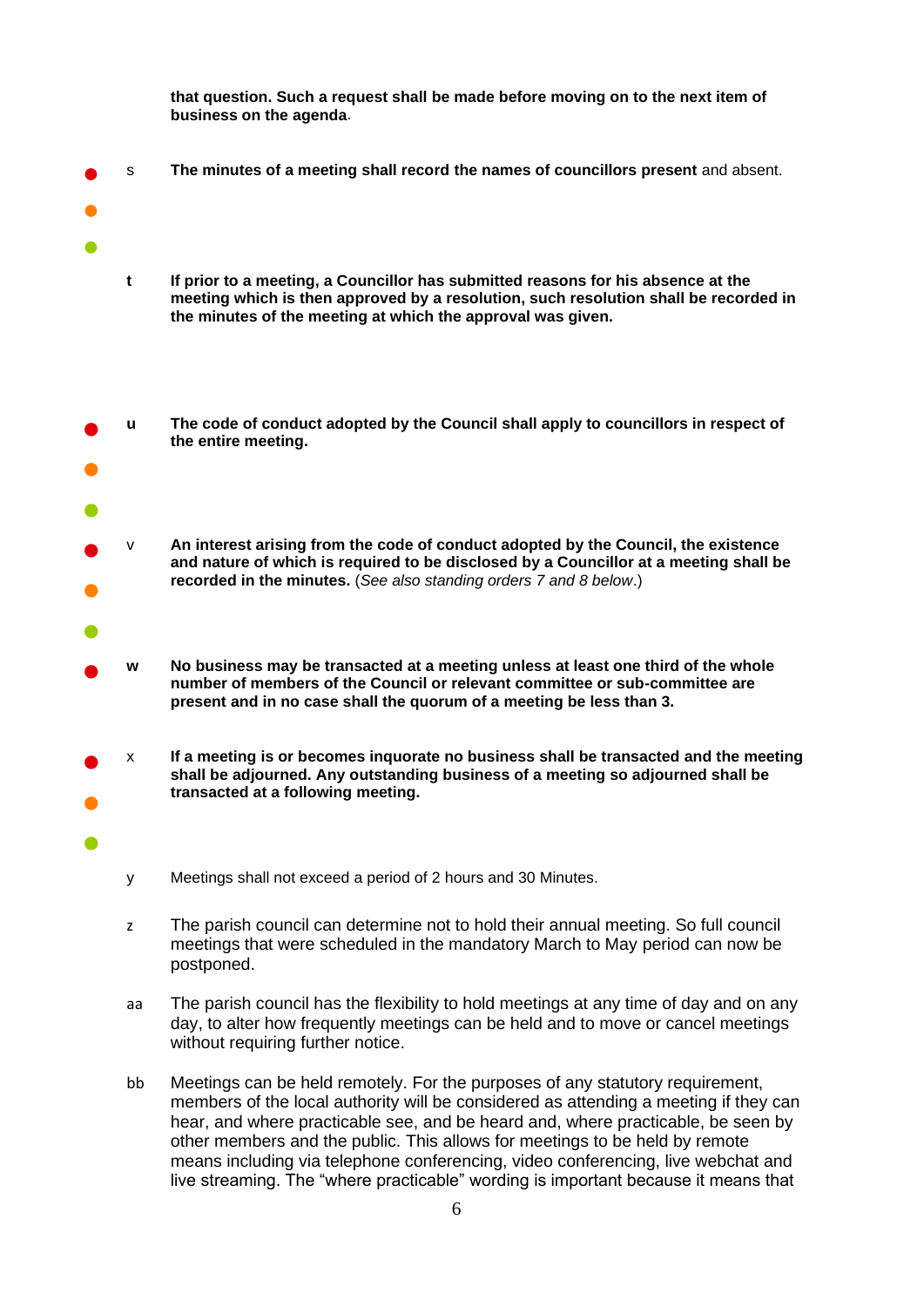**that question. Such a request shall be made before moving on to the next item of business on the agenda**.

s **The minutes of a meeting shall record the names of councillors present** and absent.

**t** **If prior to a meeting, a Councillor has submitted reasons for his absence at the meeting which is then approved by a resolution, such resolution shall be recorded in the minutes of the meeting at which the approval was given.**

**u** **The code of conduct adopted by the Council shall apply to councillors in respect of the entire meeting.**

v **An interest arising from the code of conduct adopted by the Council, the existence and nature of which is required to be disclosed by a Councillor at a meeting shall be recorded in the minutes.** (*See also standing orders 7 and 8 below*.)

**w** **No business may be transacted at a meeting unless at least one third of the whole number of members of the Council or relevant committee or sub-committee are present and in no case shall the quorum of a meeting be less than 3.**

x **If a meeting is or becomes inquorate no business shall be transacted and the meeting shall be adjourned. Any outstanding business of a meeting so adjourned shall be transacted at a following meeting.**

y Meetings shall not exceed a period of 2 hours and 30 Minutes.

z The parish council can determine not to hold their annual meeting. So full council meetings that were scheduled in the mandatory March to May period can now be postponed.

aa The parish council has the flexibility to hold meetings at any time of day and on any day, to alter how frequently meetings can be held and to move or cancel meetings without requiring further notice.

bb Meetings can be held remotely. For the purposes of any statutory requirement, members of the local authority will be considered as attending a meeting if they can hear, and where practicable see, and be heard and, where practicable, be seen by other members and the public. This allows for meetings to be held by remote means including via telephone conferencing, video conferencing, live webchat and live streaming. The "where practicable" wording is important because it means that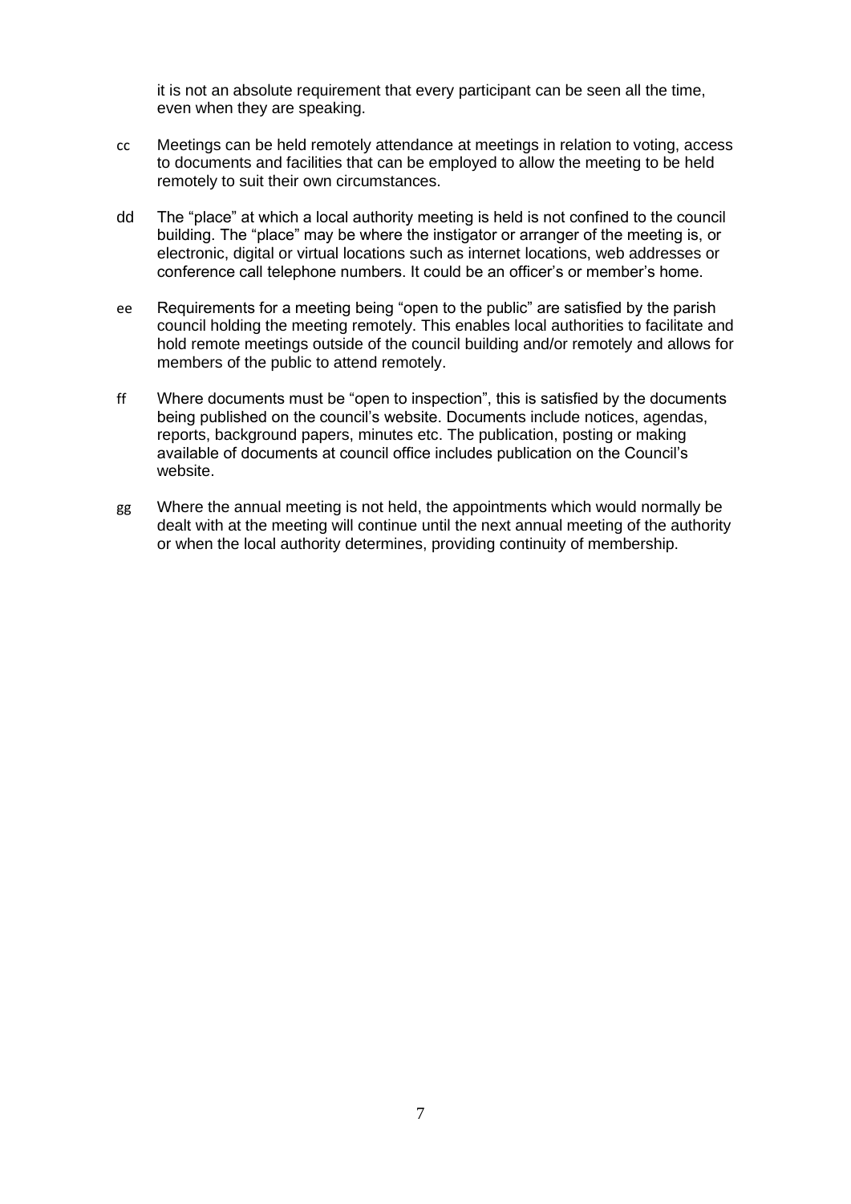it is not an absolute requirement that every participant can be seen all the time, even when they are speaking.

cc Meetings can be held remotely attendance at meetings in relation to voting, access to documents and facilities that can be employed to allow the meeting to be held remotely to suit their own circumstances.

dd The "place" at which a local authority meeting is held is not confined to the council building. The "place" may be where the instigator or arranger of the meeting is, or electronic, digital or virtual locations such as internet locations, web addresses or conference call telephone numbers. It could be an officer's or member's home.

ee Requirements for a meeting being "open to the public" are satisfied by the parish council holding the meeting remotely. This enables local authorities to facilitate and hold remote meetings outside of the council building and/or remotely and allows for members of the public to attend remotely.

ff Where documents must be "open to inspection", this is satisfied by the documents being published on the council's website. Documents include notices, agendas, reports, background papers, minutes etc. The publication, posting or making available of documents at council office includes publication on the Council's website.

gg Where the annual meeting is not held, the appointments which would normally be dealt with at the meeting will continue until the next annual meeting of the authority or when the local authority determines, providing continuity of membership.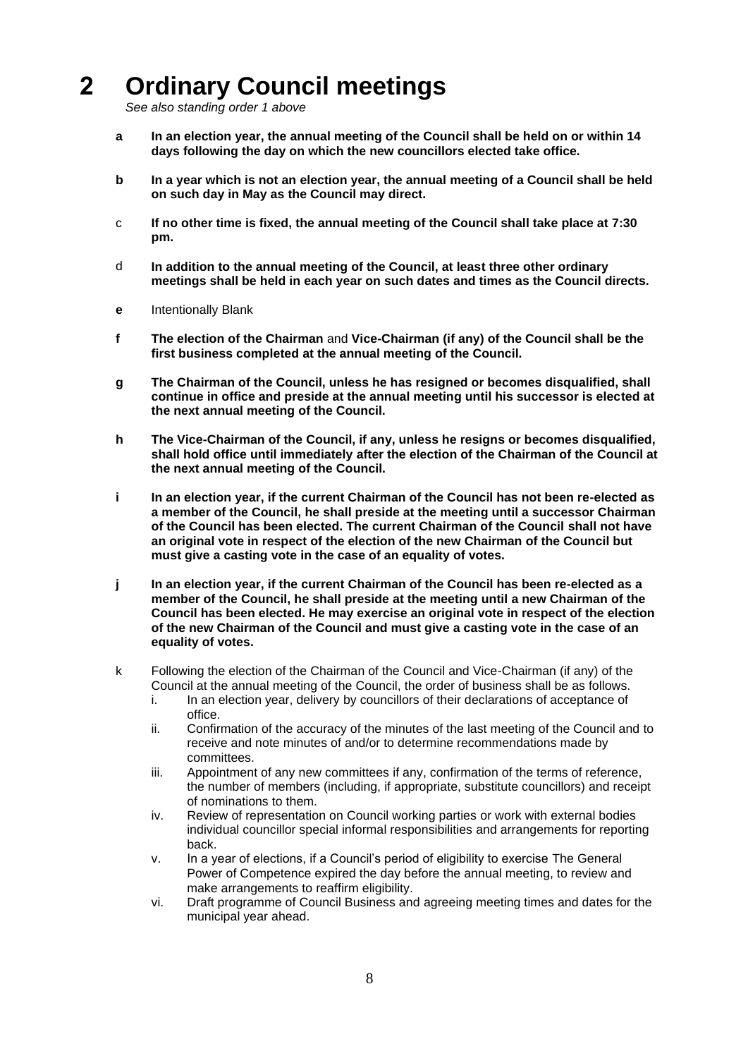# 2 Ordinary Council meetings

*See also standing order 1 above*

**a** **In an election year, the annual meeting of the Council shall be held on or within 14 days following the day on which the new councillors elected take office.**

**b** **In a year which is not an election year, the annual meeting of a Council shall be held on such day in May as the Council may direct.**

c **If no other time is fixed, the annual meeting of the Council shall take place at 7:30 pm.**

d **In addition to the annual meeting of the Council, at least three other ordinary meetings shall be held in each year on such dates and times as the Council directs.**

**e** Intentionally Blank

**f** **The election of the Chairman** and **Vice-Chairman (if any) of the Council shall be the first business completed at the annual meeting of the Council.**

**g** **The Chairman of the Council, unless he has resigned or becomes disqualified, shall continue in office and preside at the annual meeting until his successor is elected at the next annual meeting of the Council.**

**h** **The Vice-Chairman of the Council, if any, unless he resigns or becomes disqualified, shall hold office until immediately after the election of the Chairman of the Council at the next annual meeting of the Council.**

**i** **In an election year, if the current Chairman of the Council has not been re-elected as a member of the Council, he shall preside at the meeting until a successor Chairman of the Council has been elected. The current Chairman of the Council shall not have an original vote in respect of the election of the new Chairman of the Council but must give a casting vote in the case of an equality of votes.**

**j** **In an election year, if the current Chairman of the Council has been re-elected as a member of the Council, he shall preside at the meeting until a new Chairman of the Council has been elected. He may exercise an original vote in respect of the election of the new Chairman of the Council and must give a casting vote in the case of an equality of votes.**

k Following the election of the Chairman of the Council and Vice-Chairman (if any) of the Council at the annual meeting of the Council, the order of business shall be as follows.

i. In an election year, delivery by councillors of their declarations of acceptance of office.
ii. Confirmation of the accuracy of the minutes of the last meeting of the Council and to receive and note minutes of and/or to determine recommendations made by committees.
iii. Appointment of any new committees if any, confirmation of the terms of reference, the number of members (including, if appropriate, substitute councillors) and receipt of nominations to them.
iv. Review of representation on Council working parties or work with external bodies individual councillor special informal responsibilities and arrangements for reporting back.
v. In a year of elections, if a Council's period of eligibility to exercise The General Power of Competence expired the day before the annual meeting, to review and make arrangements to reaffirm eligibility.
vi. Draft programme of Council Business and agreeing meeting times and dates for the municipal year ahead.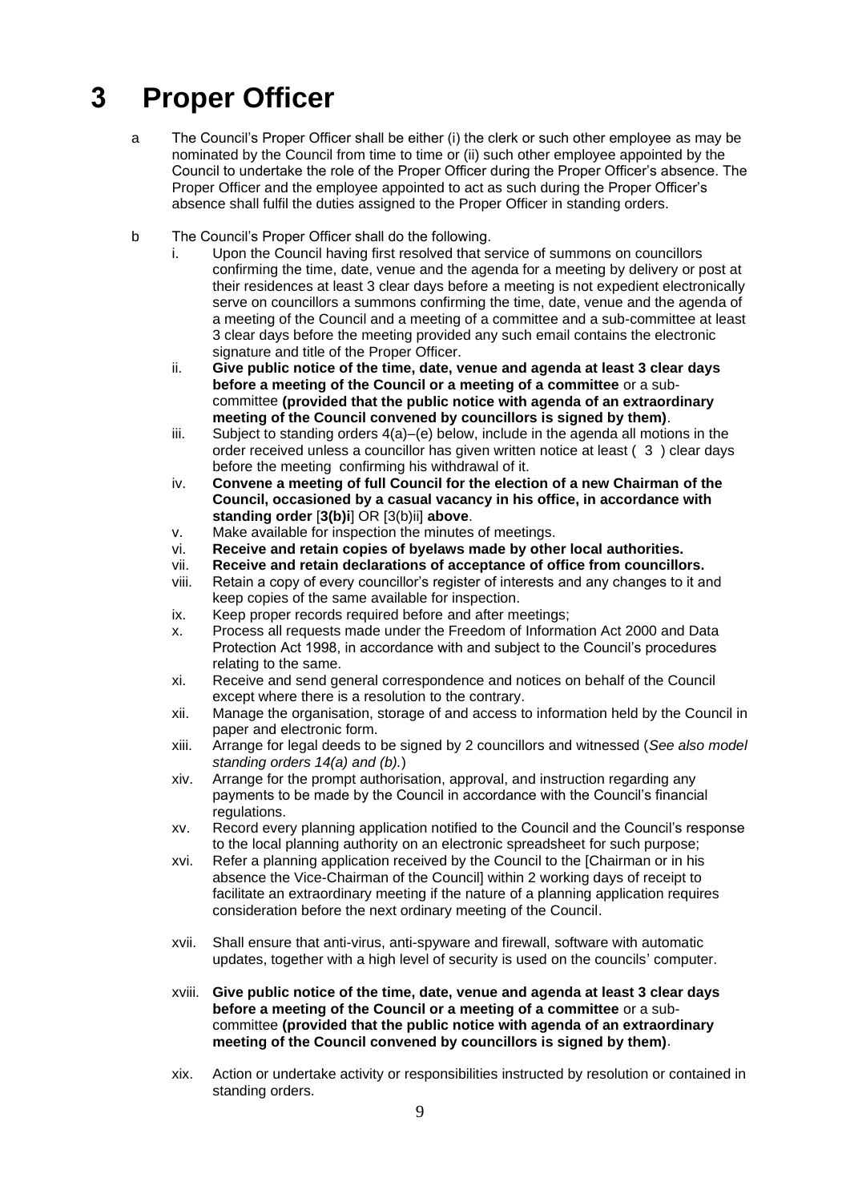# 3 Proper Officer

a The Council's Proper Officer shall be either (i) the clerk or such other employee as may be nominated by the Council from time to time or (ii) such other employee appointed by the Council to undertake the role of the Proper Officer during the Proper Officer's absence. The Proper Officer and the employee appointed to act as such during the Proper Officer's absence shall fulfil the duties assigned to the Proper Officer in standing orders.

b The Council's Proper Officer shall do the following.

i. Upon the Council having first resolved that service of summons on councillors confirming the time, date, venue and the agenda for a meeting by delivery or post at their residences at least 3 clear days before a meeting is not expedient electronically serve on councillors a summons confirming the time, date, venue and the agenda of a meeting of the Council and a meeting of a committee and a sub-committee at least 3 clear days before the meeting provided any such email contains the electronic signature and title of the Proper Officer.

ii. **Give public notice of the time, date, venue and agenda at least 3 clear days before a meeting of the Council or a meeting of a committee** or a sub-committee **(provided that the public notice with agenda of an extraordinary meeting of the Council convened by councillors is signed by them)**.

iii. Subject to standing orders 4(a)–(e) below, include in the agenda all motions in the order received unless a councillor has given written notice at least ( 3 ) clear days before the meeting confirming his withdrawal of it.

iv. **Convene a meeting of full Council for the election of a new Chairman of the Council, occasioned by a casual vacancy in his office, in accordance with standing order** [**3(b)i**] OR [3(b)ii] **above**.

v. Make available for inspection the minutes of meetings.

vi. **Receive and retain copies of byelaws made by other local authorities.**

vii. **Receive and retain declarations of acceptance of office from councillors.**

viii. Retain a copy of every councillor's register of interests and any changes to it and keep copies of the same available for inspection.

ix. Keep proper records required before and after meetings;

x. Process all requests made under the Freedom of Information Act 2000 and Data Protection Act 1998, in accordance with and subject to the Council's procedures relating to the same.

xi. Receive and send general correspondence and notices on behalf of the Council except where there is a resolution to the contrary.

xii. Manage the organisation, storage of and access to information held by the Council in paper and electronic form.

xiii. Arrange for legal deeds to be signed by 2 councillors and witnessed (*See also model standing orders 14(a) and (b).*)

xiv. Arrange for the prompt authorisation, approval, and instruction regarding any payments to be made by the Council in accordance with the Council's financial regulations.

xv. Record every planning application notified to the Council and the Council's response to the local planning authority on an electronic spreadsheet for such purpose;

xvi. Refer a planning application received by the Council to the [Chairman or in his absence the Vice-Chairman of the Council] within 2 working days of receipt to facilitate an extraordinary meeting if the nature of a planning application requires consideration before the next ordinary meeting of the Council.

xvii. Shall ensure that anti-virus, anti-spyware and firewall, software with automatic updates, together with a high level of security is used on the councils' computer.

xviii. **Give public notice of the time, date, venue and agenda at least 3 clear days before a meeting of the Council or a meeting of a committee** or a sub-committee **(provided that the public notice with agenda of an extraordinary meeting of the Council convened by councillors is signed by them)**.

xix. Action or undertake activity or responsibilities instructed by resolution or contained in standing orders.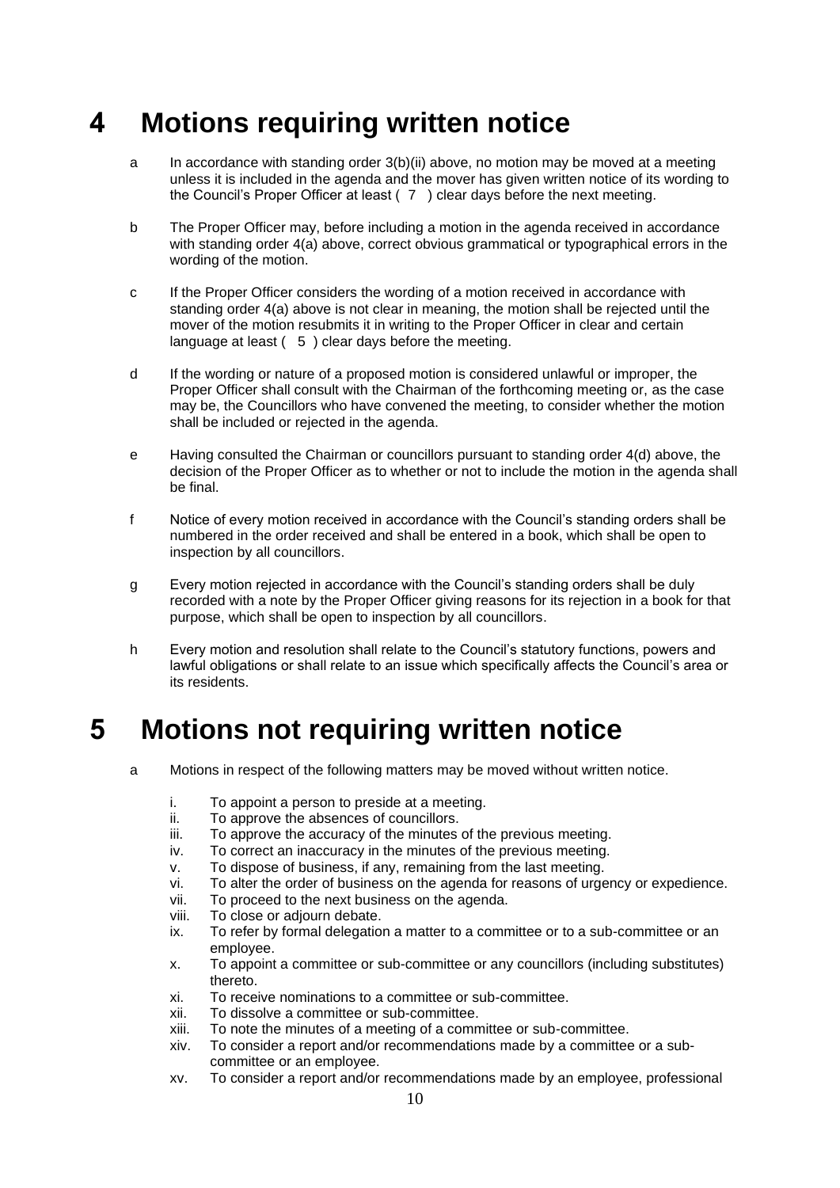# 4 Motions requiring written notice

a In accordance with standing order 3(b)(ii) above, no motion may be moved at a meeting unless it is included in the agenda and the mover has given written notice of its wording to the Council's Proper Officer at least ( 7 ) clear days before the next meeting.

b The Proper Officer may, before including a motion in the agenda received in accordance with standing order 4(a) above, correct obvious grammatical or typographical errors in the wording of the motion.

c If the Proper Officer considers the wording of a motion received in accordance with standing order 4(a) above is not clear in meaning, the motion shall be rejected until the mover of the motion resubmits it in writing to the Proper Officer in clear and certain language at least ( 5 ) clear days before the meeting.

d If the wording or nature of a proposed motion is considered unlawful or improper, the Proper Officer shall consult with the Chairman of the forthcoming meeting or, as the case may be, the Councillors who have convened the meeting, to consider whether the motion shall be included or rejected in the agenda.

e Having consulted the Chairman or councillors pursuant to standing order 4(d) above, the decision of the Proper Officer as to whether or not to include the motion in the agenda shall be final.

f Notice of every motion received in accordance with the Council's standing orders shall be numbered in the order received and shall be entered in a book, which shall be open to inspection by all councillors.

g Every motion rejected in accordance with the Council's standing orders shall be duly recorded with a note by the Proper Officer giving reasons for its rejection in a book for that purpose, which shall be open to inspection by all councillors.

h Every motion and resolution shall relate to the Council's statutory functions, powers and lawful obligations or shall relate to an issue which specifically affects the Council's area or its residents.

# 5 Motions not requiring written notice

a Motions in respect of the following matters may be moved without written notice.

i. To appoint a person to preside at a meeting.
ii. To approve the absences of councillors.
iii. To approve the accuracy of the minutes of the previous meeting.
iv. To correct an inaccuracy in the minutes of the previous meeting.
v. To dispose of business, if any, remaining from the last meeting.
vi. To alter the order of business on the agenda for reasons of urgency or expedience.
vii. To proceed to the next business on the agenda.
viii. To close or adjourn debate.
ix. To refer by formal delegation a matter to a committee or to a sub-committee or an employee.
x. To appoint a committee or sub-committee or any councillors (including substitutes) thereto.
xi. To receive nominations to a committee or sub-committee.
xii. To dissolve a committee or sub-committee.
xiii. To note the minutes of a meeting of a committee or sub-committee.
xiv. To consider a report and/or recommendations made by a committee or a sub-committee or an employee.
xv. To consider a report and/or recommendations made by an employee, professional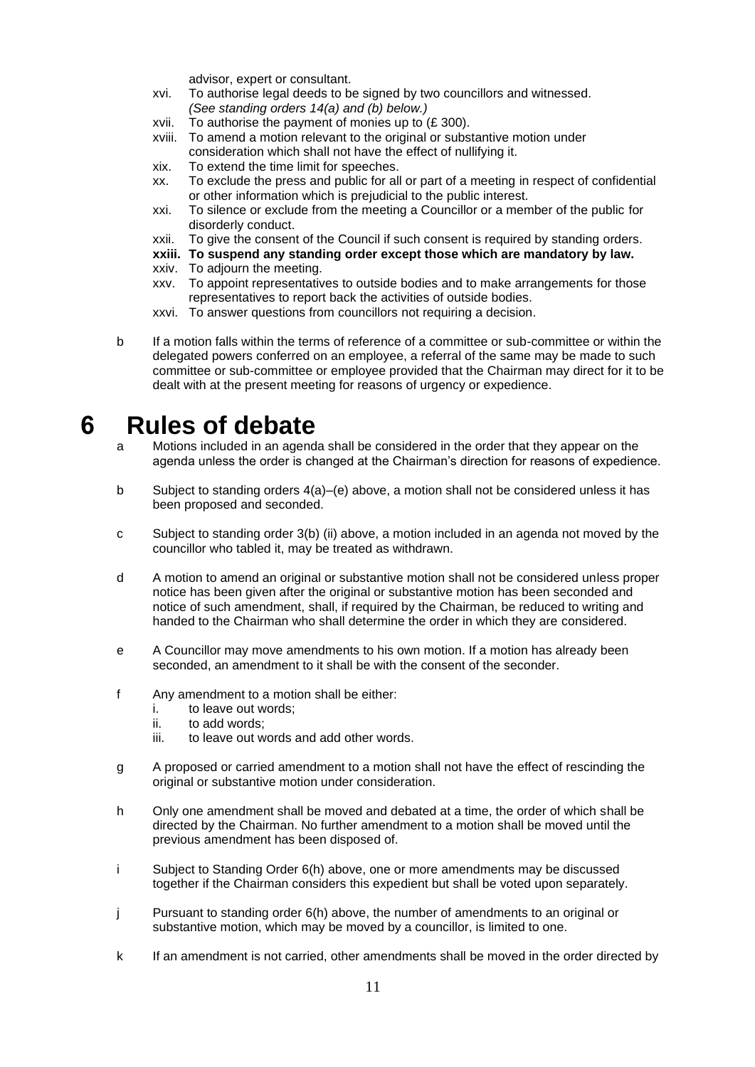advisor, expert or consultant.

xvi. To authorise legal deeds to be signed by two councillors and witnessed. *(See standing orders 14(a) and (b) below.)*

xvii. To authorise the payment of monies up to (£ 300).

xviii. To amend a motion relevant to the original or substantive motion under consideration which shall not have the effect of nullifying it.

xix. To extend the time limit for speeches.

xx. To exclude the press and public for all or part of a meeting in respect of confidential or other information which is prejudicial to the public interest.

xxi. To silence or exclude from the meeting a Councillor or a member of the public for disorderly conduct.

xxii. To give the consent of the Council if such consent is required by standing orders.

**xxiii. To suspend any standing order except those which are mandatory by law.**

xxiv. To adjourn the meeting.

xxv. To appoint representatives to outside bodies and to make arrangements for those representatives to report back the activities of outside bodies.

xxvi. To answer questions from councillors not requiring a decision.

b If a motion falls within the terms of reference of a committee or sub-committee or within the delegated powers conferred on an employee, a referral of the same may be made to such committee or sub-committee or employee provided that the Chairman may direct for it to be dealt with at the present meeting for reasons of urgency or expedience.

# 6 Rules of debate

a Motions included in an agenda shall be considered in the order that they appear on the agenda unless the order is changed at the Chairman's direction for reasons of expedience.

b Subject to standing orders 4(a)–(e) above, a motion shall not be considered unless it has been proposed and seconded.

c Subject to standing order 3(b) (ii) above, a motion included in an agenda not moved by the councillor who tabled it, may be treated as withdrawn.

d A motion to amend an original or substantive motion shall not be considered unless proper notice has been given after the original or substantive motion has been seconded and notice of such amendment, shall, if required by the Chairman, be reduced to writing and handed to the Chairman who shall determine the order in which they are considered.

e A Councillor may move amendments to his own motion. If a motion has already been seconded, an amendment to it shall be with the consent of the seconder.

f Any amendment to a motion shall be either:

i. to leave out words;

ii. to add words;

iii. to leave out words and add other words.

g A proposed or carried amendment to a motion shall not have the effect of rescinding the original or substantive motion under consideration.

h Only one amendment shall be moved and debated at a time, the order of which shall be directed by the Chairman. No further amendment to a motion shall be moved until the previous amendment has been disposed of.

i Subject to Standing Order 6(h) above, one or more amendments may be discussed together if the Chairman considers this expedient but shall be voted upon separately.

j Pursuant to standing order 6(h) above, the number of amendments to an original or substantive motion, which may be moved by a councillor, is limited to one.

k If an amendment is not carried, other amendments shall be moved in the order directed by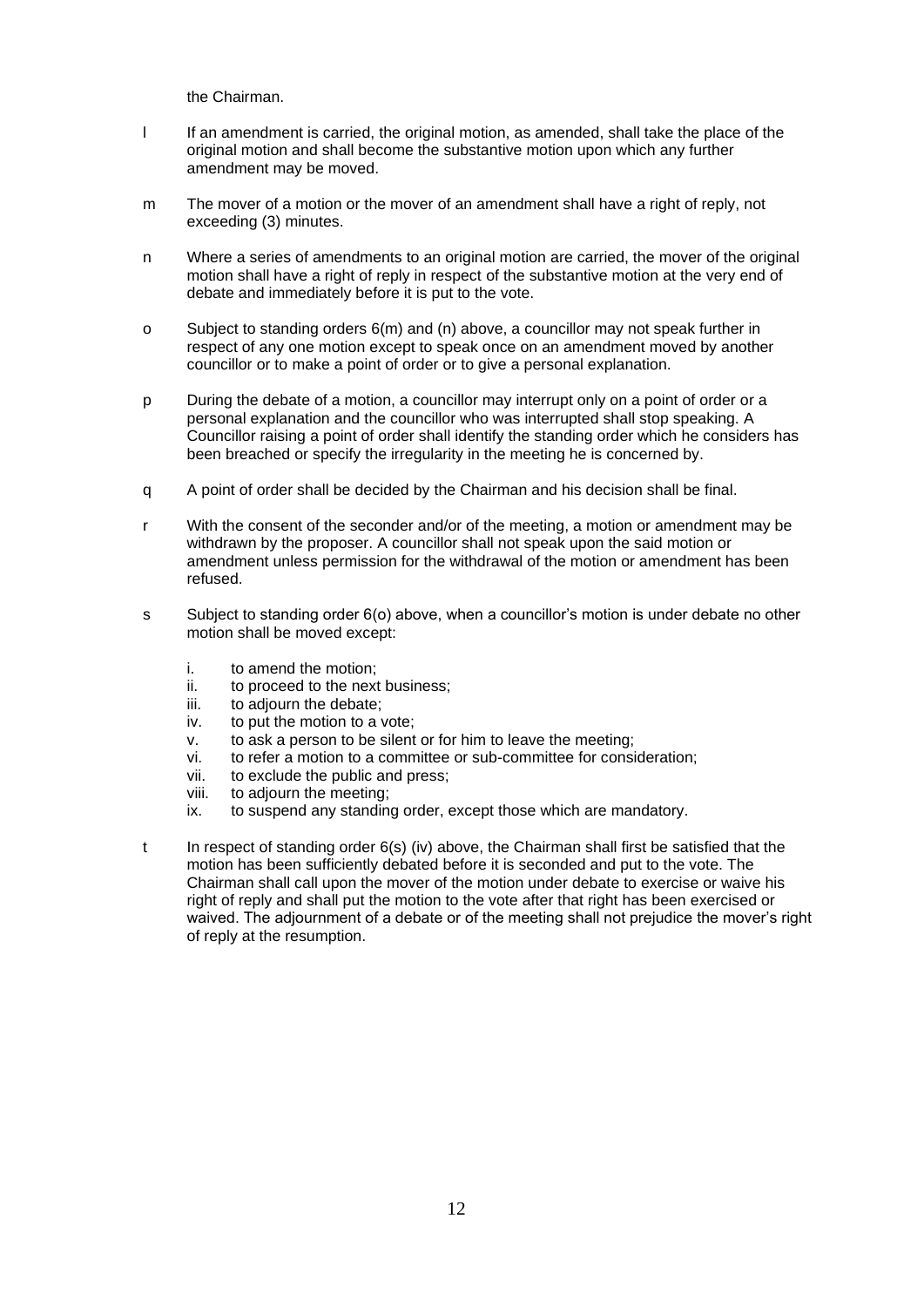the Chairman.

l If an amendment is carried, the original motion, as amended, shall take the place of the original motion and shall become the substantive motion upon which any further amendment may be moved.

m The mover of a motion or the mover of an amendment shall have a right of reply, not exceeding (3) minutes.

n Where a series of amendments to an original motion are carried, the mover of the original motion shall have a right of reply in respect of the substantive motion at the very end of debate and immediately before it is put to the vote.

o Subject to standing orders 6(m) and (n) above, a councillor may not speak further in respect of any one motion except to speak once on an amendment moved by another councillor or to make a point of order or to give a personal explanation.

p During the debate of a motion, a councillor may interrupt only on a point of order or a personal explanation and the councillor who was interrupted shall stop speaking. A Councillor raising a point of order shall identify the standing order which he considers has been breached or specify the irregularity in the meeting he is concerned by.

q A point of order shall be decided by the Chairman and his decision shall be final.

r With the consent of the seconder and/or of the meeting, a motion or amendment may be withdrawn by the proposer. A councillor shall not speak upon the said motion or amendment unless permission for the withdrawal of the motion or amendment has been refused.

s Subject to standing order 6(o) above, when a councillor's motion is under debate no other motion shall be moved except:

   i. to amend the motion;
   ii. to proceed to the next business;
   iii. to adjourn the debate;
   iv. to put the motion to a vote;
   v. to ask a person to be silent or for him to leave the meeting;
   vi. to refer a motion to a committee or sub-committee for consideration;
   vii. to exclude the public and press;
   viii. to adjourn the meeting;
   ix. to suspend any standing order, except those which are mandatory.

t In respect of standing order 6(s) (iv) above, the Chairman shall first be satisfied that the motion has been sufficiently debated before it is seconded and put to the vote. The Chairman shall call upon the mover of the motion under debate to exercise or waive his right of reply and shall put the motion to the vote after that right has been exercised or waived. The adjournment of a debate or of the meeting shall not prejudice the mover's right of reply at the resumption.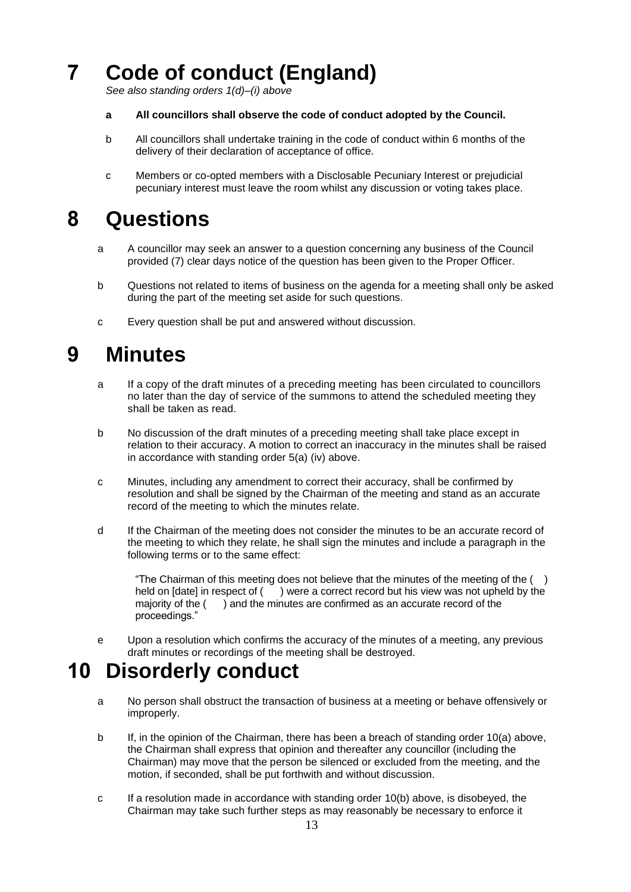# 7 Code of conduct (England)

*See also standing orders 1(d)–(i) above*

- **a All councillors shall observe the code of conduct adopted by the Council.**
- b All councillors shall undertake training in the code of conduct within 6 months of the delivery of their declaration of acceptance of office.
- c Members or co-opted members with a Disclosable Pecuniary Interest or prejudicial pecuniary interest must leave the room whilst any discussion or voting takes place.

# 8 Questions

- a A councillor may seek an answer to a question concerning any business of the Council provided (7) clear days notice of the question has been given to the Proper Officer.
- b Questions not related to items of business on the agenda for a meeting shall only be asked during the part of the meeting set aside for such questions.
- c Every question shall be put and answered without discussion.

# 9 Minutes

- a If a copy of the draft minutes of a preceding meeting has been circulated to councillors no later than the day of service of the summons to attend the scheduled meeting they shall be taken as read.
- b No discussion of the draft minutes of a preceding meeting shall take place except in relation to their accuracy. A motion to correct an inaccuracy in the minutes shall be raised in accordance with standing order 5(a) (iv) above.
- c Minutes, including any amendment to correct their accuracy, shall be confirmed by resolution and shall be signed by the Chairman of the meeting and stand as an accurate record of the meeting to which the minutes relate.
- d If the Chairman of the meeting does not consider the minutes to be an accurate record of the meeting to which they relate, he shall sign the minutes and include a paragraph in the following terms or to the same effect:

  "The Chairman of this meeting does not believe that the minutes of the meeting of the ( ) held on [date] in respect of ( ) were a correct record but his view was not upheld by the majority of the ( ) and the minutes are confirmed as an accurate record of the proceedings."

- e Upon a resolution which confirms the accuracy of the minutes of a meeting, any previous draft minutes or recordings of the meeting shall be destroyed.

# 10 Disorderly conduct

- a No person shall obstruct the transaction of business at a meeting or behave offensively or improperly.
- b If, in the opinion of the Chairman, there has been a breach of standing order 10(a) above, the Chairman shall express that opinion and thereafter any councillor (including the Chairman) may move that the person be silenced or excluded from the meeting, and the motion, if seconded, shall be put forthwith and without discussion.
- c If a resolution made in accordance with standing order 10(b) above, is disobeyed, the Chairman may take such further steps as may reasonably be necessary to enforce it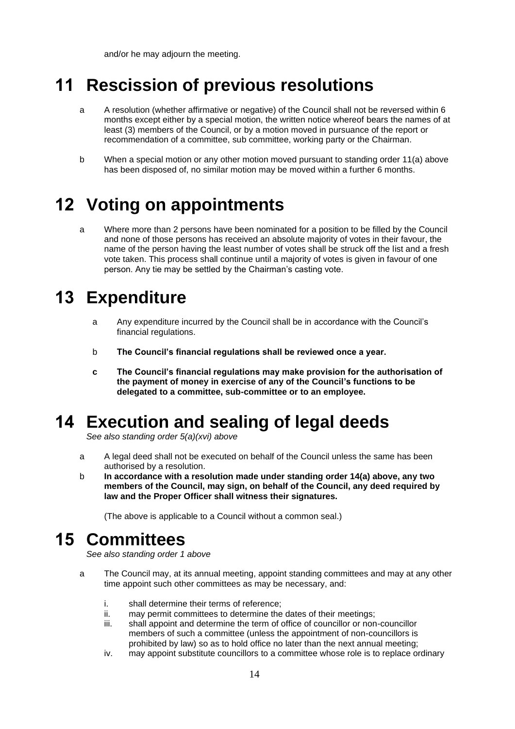and/or he may adjourn the meeting.

# 11 Rescission of previous resolutions

a. A resolution (whether affirmative or negative) of the Council shall not be reversed within 6 months except either by a special motion, the written notice whereof bears the names of at least (3) members of the Council, or by a motion moved in pursuance of the report or recommendation of a committee, sub committee, working party or the Chairman.

b. When a special motion or any other motion moved pursuant to standing order 11(a) above has been disposed of, no similar motion may be moved within a further 6 months.

# 12 Voting on appointments

a. Where more than 2 persons have been nominated for a position to be filled by the Council and none of those persons has received an absolute majority of votes in their favour, the name of the person having the least number of votes shall be struck off the list and a fresh vote taken. This process shall continue until a majority of votes is given in favour of one person. Any tie may be settled by the Chairman's casting vote.

# 13 Expenditure

a. Any expenditure incurred by the Council shall be in accordance with the Council's financial regulations.

b. **The Council's financial regulations shall be reviewed once a year.**

**c. The Council's financial regulations may make provision for the authorisation of the payment of money in exercise of any of the Council's functions to be delegated to a committee, sub-committee or to an employee.**

# 14 Execution and sealing of legal deeds

*See also standing order 5(a)(xvi) above*

a. A legal deed shall not be executed on behalf of the Council unless the same has been authorised by a resolution.

b. **In accordance with a resolution made under standing order 14(a) above, any two members of the Council, may sign, on behalf of the Council, any deed required by law and the Proper Officer shall witness their signatures.**

(The above is applicable to a Council without a common seal.)

# 15 Committees

*See also standing order 1 above*

a. The Council may, at its annual meeting, appoint standing committees and may at any other time appoint such other committees as may be necessary, and:

   i. shall determine their terms of reference;
   ii. may permit committees to determine the dates of their meetings;
   iii. shall appoint and determine the term of office of councillor or non-councillor members of such a committee (unless the appointment of non-councillors is prohibited by law) so as to hold office no later than the next annual meeting;
   iv. may appoint substitute councillors to a committee whose role is to replace ordinary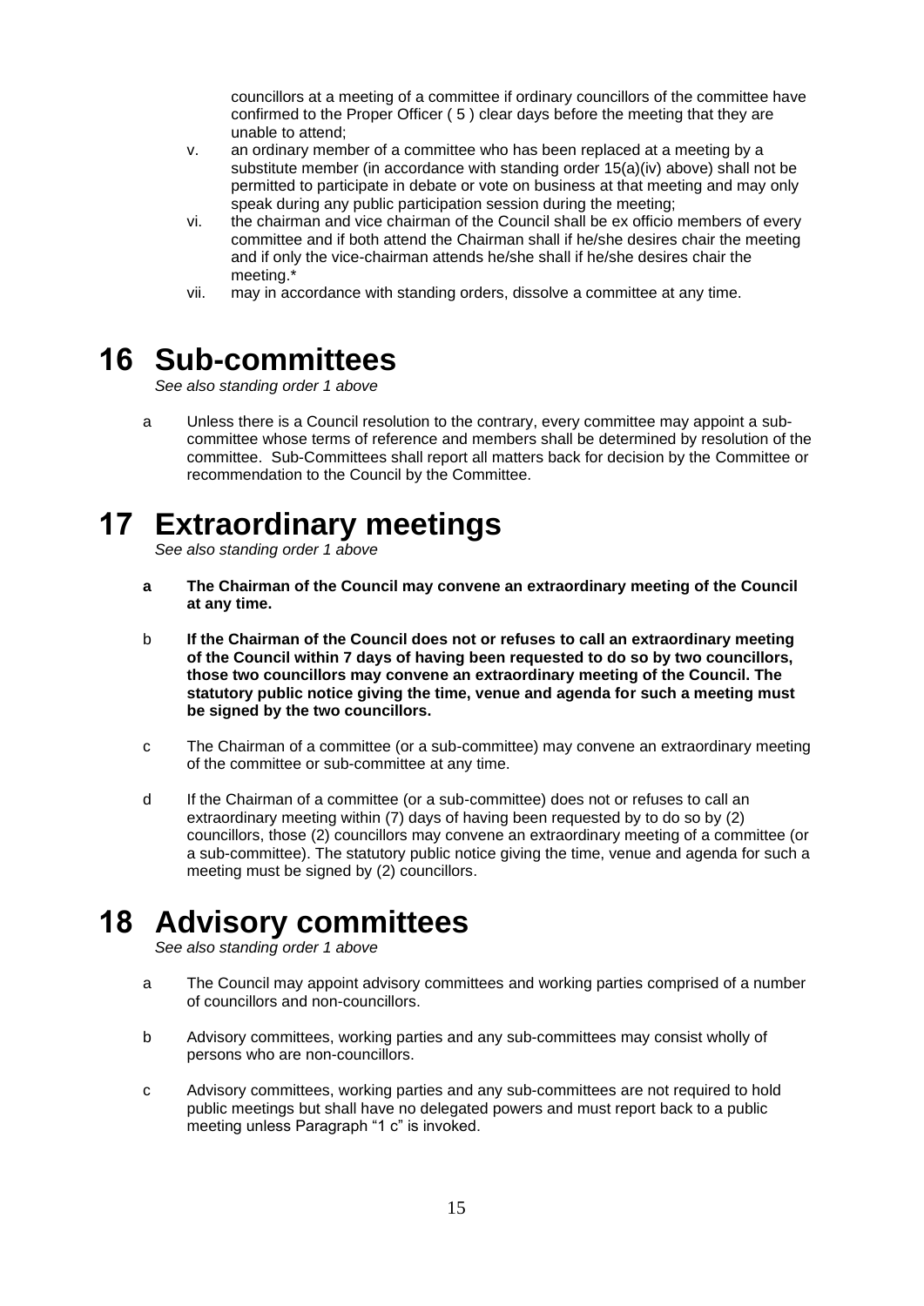councillors at a meeting of a committee if ordinary councillors of the committee have confirmed to the Proper Officer ( 5 ) clear days before the meeting that they are unable to attend;

v. an ordinary member of a committee who has been replaced at a meeting by a substitute member (in accordance with standing order 15(a)(iv) above) shall not be permitted to participate in debate or vote on business at that meeting and may only speak during any public participation session during the meeting;

vi. the chairman and vice chairman of the Council shall be ex officio members of every committee and if both attend the Chairman shall if he/she desires chair the meeting and if only the vice-chairman attends he/she shall if he/she desires chair the meeting.*

vii. may in accordance with standing orders, dissolve a committee at any time.

# 16 Sub-committees

*See also standing order 1 above*

a Unless there is a Council resolution to the contrary, every committee may appoint a sub-committee whose terms of reference and members shall be determined by resolution of the committee. Sub-Committees shall report all matters back for decision by the Committee or recommendation to the Council by the Committee.

# 17 Extraordinary meetings

*See also standing order 1 above*

**a The Chairman of the Council may convene an extraordinary meeting of the Council at any time.**

b **If the Chairman of the Council does not or refuses to call an extraordinary meeting of the Council within 7 days of having been requested to do so by two councillors, those two councillors may convene an extraordinary meeting of the Council. The statutory public notice giving the time, venue and agenda for such a meeting must be signed by the two councillors.**

c The Chairman of a committee (or a sub-committee) may convene an extraordinary meeting of the committee or sub-committee at any time.

d If the Chairman of a committee (or a sub-committee) does not or refuses to call an extraordinary meeting within (7) days of having been requested by to do so by (2) councillors, those (2) councillors may convene an extraordinary meeting of a committee (or a sub-committee). The statutory public notice giving the time, venue and agenda for such a meeting must be signed by (2) councillors.

# 18 Advisory committees

*See also standing order 1 above*

a The Council may appoint advisory committees and working parties comprised of a number of councillors and non-councillors.

b Advisory committees, working parties and any sub-committees may consist wholly of persons who are non-councillors.

c Advisory committees, working parties and any sub-committees are not required to hold public meetings but shall have no delegated powers and must report back to a public meeting unless Paragraph "1 c" is invoked.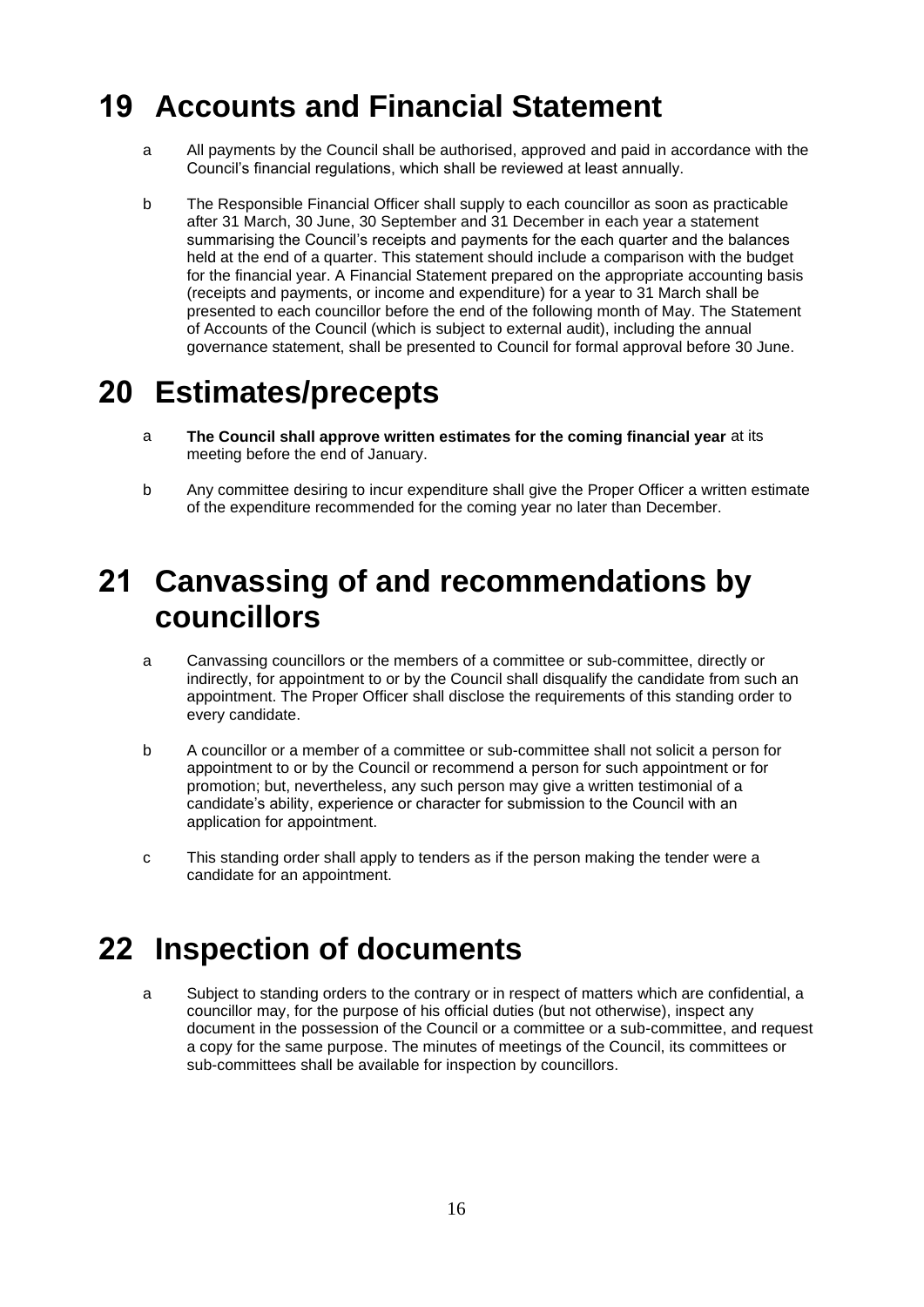# 19 Accounts and Financial Statement

a All payments by the Council shall be authorised, approved and paid in accordance with the Council's financial regulations, which shall be reviewed at least annually.

b The Responsible Financial Officer shall supply to each councillor as soon as practicable after 31 March, 30 June, 30 September and 31 December in each year a statement summarising the Council's receipts and payments for the each quarter and the balances held at the end of a quarter. This statement should include a comparison with the budget for the financial year. A Financial Statement prepared on the appropriate accounting basis (receipts and payments, or income and expenditure) for a year to 31 March shall be presented to each councillor before the end of the following month of May. The Statement of Accounts of the Council (which is subject to external audit), including the annual governance statement, shall be presented to Council for formal approval before 30 June.

# 20 Estimates/precepts

a **The Council shall approve written estimates for the coming financial year** at its meeting before the end of January.

b Any committee desiring to incur expenditure shall give the Proper Officer a written estimate of the expenditure recommended for the coming year no later than December.

# 21 Canvassing of and recommendations by councillors

a Canvassing councillors or the members of a committee or sub-committee, directly or indirectly, for appointment to or by the Council shall disqualify the candidate from such an appointment. The Proper Officer shall disclose the requirements of this standing order to every candidate.

b A councillor or a member of a committee or sub-committee shall not solicit a person for appointment to or by the Council or recommend a person for such appointment or for promotion; but, nevertheless, any such person may give a written testimonial of a candidate's ability, experience or character for submission to the Council with an application for appointment.

c This standing order shall apply to tenders as if the person making the tender were a candidate for an appointment.

# 22 Inspection of documents

a Subject to standing orders to the contrary or in respect of matters which are confidential, a councillor may, for the purpose of his official duties (but not otherwise), inspect any document in the possession of the Council or a committee or a sub-committee, and request a copy for the same purpose. The minutes of meetings of the Council, its committees or sub-committees shall be available for inspection by councillors.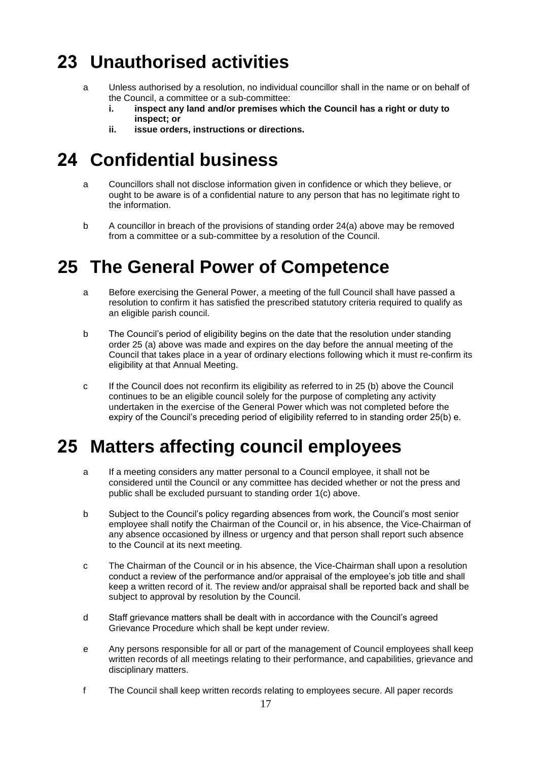# 23 Unauthorised activities

a Unless authorised by a resolution, no individual councillor shall in the name or on behalf of the Council, a committee or a sub-committee:
   - **i. inspect any land and/or premises which the Council has a right or duty to inspect; or**
   - **ii. issue orders, instructions or directions.**

# 24 Confidential business

a Councillors shall not disclose information given in confidence or which they believe, or ought to be aware is of a confidential nature to any person that has no legitimate right to the information.

b A councillor in breach of the provisions of standing order 24(a) above may be removed from a committee or a sub-committee by a resolution of the Council.

# 25 The General Power of Competence

a Before exercising the General Power, a meeting of the full Council shall have passed a resolution to confirm it has satisfied the prescribed statutory criteria required to qualify as an eligible parish council.

b The Council's period of eligibility begins on the date that the resolution under standing order 25 (a) above was made and expires on the day before the annual meeting of the Council that takes place in a year of ordinary elections following which it must re-confirm its eligibility at that Annual Meeting.

c If the Council does not reconfirm its eligibility as referred to in 25 (b) above the Council continues to be an eligible council solely for the purpose of completing any activity undertaken in the exercise of the General Power which was not completed before the expiry of the Council's preceding period of eligibility referred to in standing order 25(b) e.

# 25 Matters affecting council employees

a If a meeting considers any matter personal to a Council employee, it shall not be considered until the Council or any committee has decided whether or not the press and public shall be excluded pursuant to standing order 1(c) above.

b Subject to the Council's policy regarding absences from work, the Council's most senior employee shall notify the Chairman of the Council or, in his absence, the Vice-Chairman of any absence occasioned by illness or urgency and that person shall report such absence to the Council at its next meeting.

c The Chairman of the Council or in his absence, the Vice-Chairman shall upon a resolution conduct a review of the performance and/or appraisal of the employee's job title and shall keep a written record of it. The review and/or appraisal shall be reported back and shall be subject to approval by resolution by the Council.

d Staff grievance matters shall be dealt with in accordance with the Council's agreed Grievance Procedure which shall be kept under review.

e Any persons responsible for all or part of the management of Council employees shall keep written records of all meetings relating to their performance, and capabilities, grievance and disciplinary matters.

f The Council shall keep written records relating to employees secure. All paper records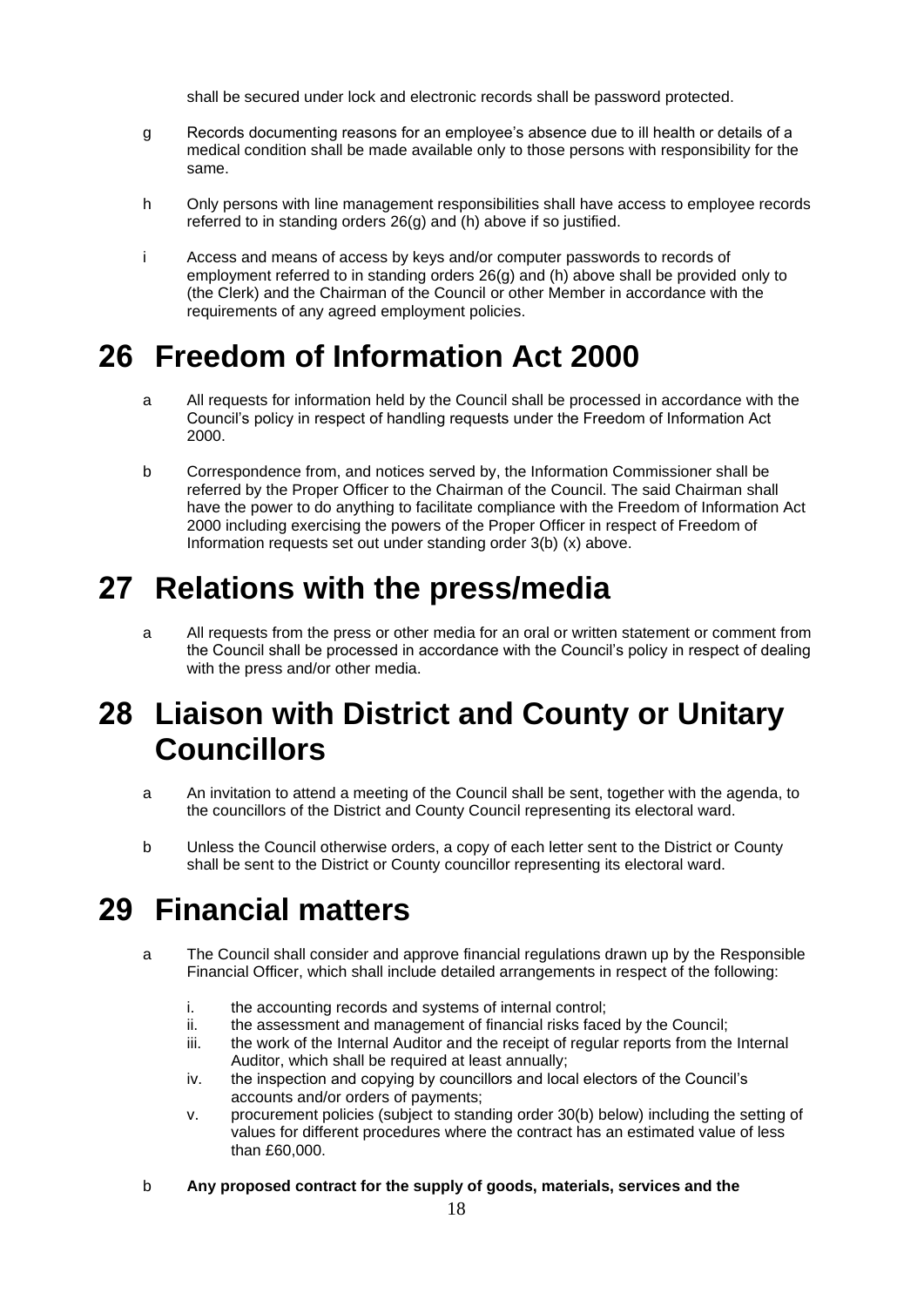shall be secured under lock and electronic records shall be password protected.

g Records documenting reasons for an employee's absence due to ill health or details of a medical condition shall be made available only to those persons with responsibility for the same.

h Only persons with line management responsibilities shall have access to employee records referred to in standing orders 26(g) and (h) above if so justified.

i Access and means of access by keys and/or computer passwords to records of employment referred to in standing orders 26(g) and (h) above shall be provided only to (the Clerk) and the Chairman of the Council or other Member in accordance with the requirements of any agreed employment policies.

# 26 Freedom of Information Act 2000

a All requests for information held by the Council shall be processed in accordance with the Council's policy in respect of handling requests under the Freedom of Information Act 2000.

b Correspondence from, and notices served by, the Information Commissioner shall be referred by the Proper Officer to the Chairman of the Council. The said Chairman shall have the power to do anything to facilitate compliance with the Freedom of Information Act 2000 including exercising the powers of the Proper Officer in respect of Freedom of Information requests set out under standing order 3(b) (x) above.

# 27 Relations with the press/media

a All requests from the press or other media for an oral or written statement or comment from the Council shall be processed in accordance with the Council's policy in respect of dealing with the press and/or other media.

# 28 Liaison with District and County or Unitary Councillors

a An invitation to attend a meeting of the Council shall be sent, together with the agenda, to the councillors of the District and County Council representing its electoral ward.

b Unless the Council otherwise orders, a copy of each letter sent to the District or County shall be sent to the District or County councillor representing its electoral ward.

# 29 Financial matters

a The Council shall consider and approve financial regulations drawn up by the Responsible Financial Officer, which shall include detailed arrangements in respect of the following:

   i. the accounting records and systems of internal control;
   ii. the assessment and management of financial risks faced by the Council;
   iii. the work of the Internal Auditor and the receipt of regular reports from the Internal Auditor, which shall be required at least annually;
   iv. the inspection and copying by councillors and local electors of the Council's accounts and/or orders of payments;
   v. procurement policies (subject to standing order 30(b) below) including the setting of values for different procedures where the contract has an estimated value of less than £60,000.

b **Any proposed contract for the supply of goods, materials, services and the**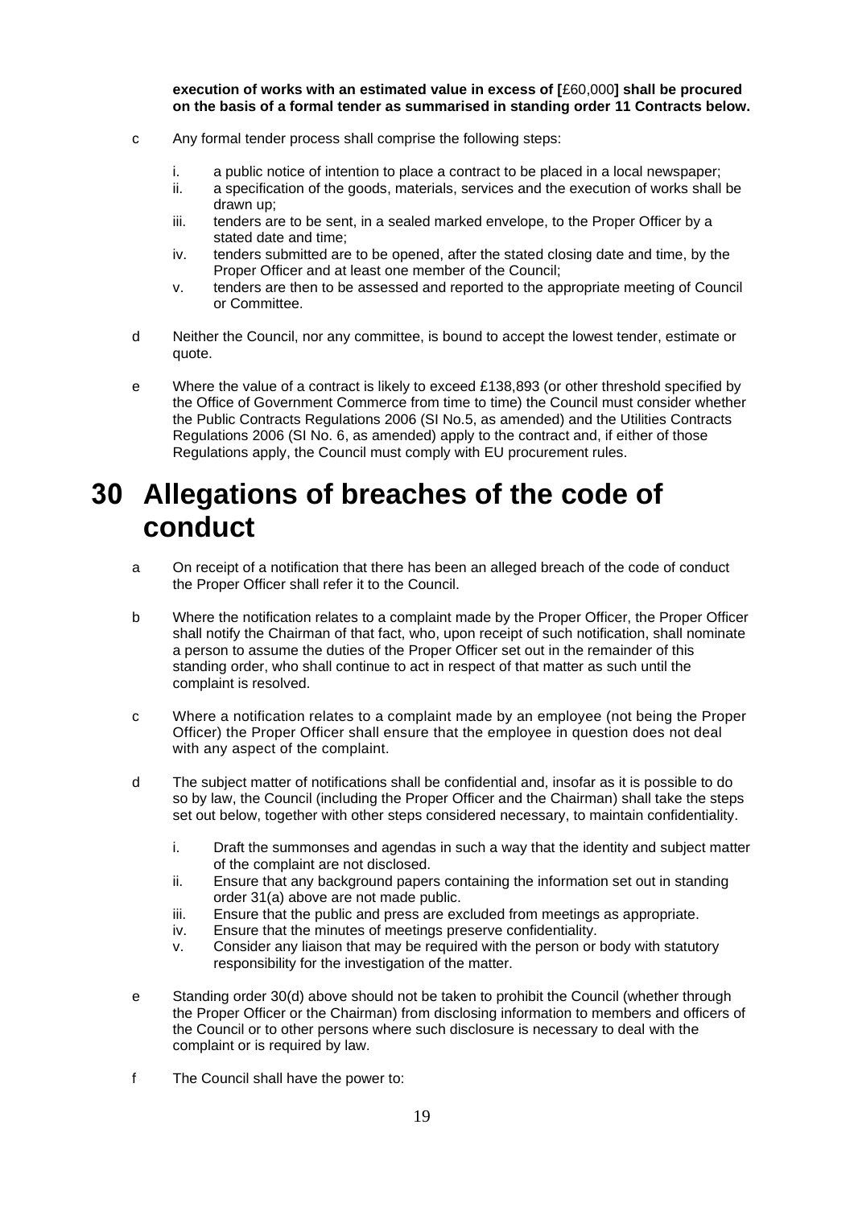**execution of works with an estimated value in excess of [**£60,000**] shall be procured on the basis of a formal tender as summarised in standing order 11 Contracts below.**

c Any formal tender process shall comprise the following steps:

   i. a public notice of intention to place a contract to be placed in a local newspaper;
   ii. a specification of the goods, materials, services and the execution of works shall be drawn up;
   iii. tenders are to be sent, in a sealed marked envelope, to the Proper Officer by a stated date and time;
   iv. tenders submitted are to be opened, after the stated closing date and time, by the Proper Officer and at least one member of the Council;
   v. tenders are then to be assessed and reported to the appropriate meeting of Council or Committee.

d Neither the Council, nor any committee, is bound to accept the lowest tender, estimate or quote.

e Where the value of a contract is likely to exceed £138,893 (or other threshold specified by the Office of Government Commerce from time to time) the Council must consider whether the Public Contracts Regulations 2006 (SI No.5, as amended) and the Utilities Contracts Regulations 2006 (SI No. 6, as amended) apply to the contract and, if either of those Regulations apply, the Council must comply with EU procurement rules.

# 30 Allegations of breaches of the code of conduct

a On receipt of a notification that there has been an alleged breach of the code of conduct the Proper Officer shall refer it to the Council.

b Where the notification relates to a complaint made by the Proper Officer, the Proper Officer shall notify the Chairman of that fact, who, upon receipt of such notification, shall nominate a person to assume the duties of the Proper Officer set out in the remainder of this standing order, who shall continue to act in respect of that matter as such until the complaint is resolved.

c Where a notification relates to a complaint made by an employee (not being the Proper Officer) the Proper Officer shall ensure that the employee in question does not deal with any aspect of the complaint.

d The subject matter of notifications shall be confidential and, insofar as it is possible to do so by law, the Council (including the Proper Officer and the Chairman) shall take the steps set out below, together with other steps considered necessary, to maintain confidentiality.

   i. Draft the summonses and agendas in such a way that the identity and subject matter of the complaint are not disclosed.
   ii. Ensure that any background papers containing the information set out in standing order 31(a) above are not made public.
   iii. Ensure that the public and press are excluded from meetings as appropriate.
   iv. Ensure that the minutes of meetings preserve confidentiality.
   v. Consider any liaison that may be required with the person or body with statutory responsibility for the investigation of the matter.

e Standing order 30(d) above should not be taken to prohibit the Council (whether through the Proper Officer or the Chairman) from disclosing information to members and officers of the Council or to other persons where such disclosure is necessary to deal with the complaint or is required by law.

f The Council shall have the power to: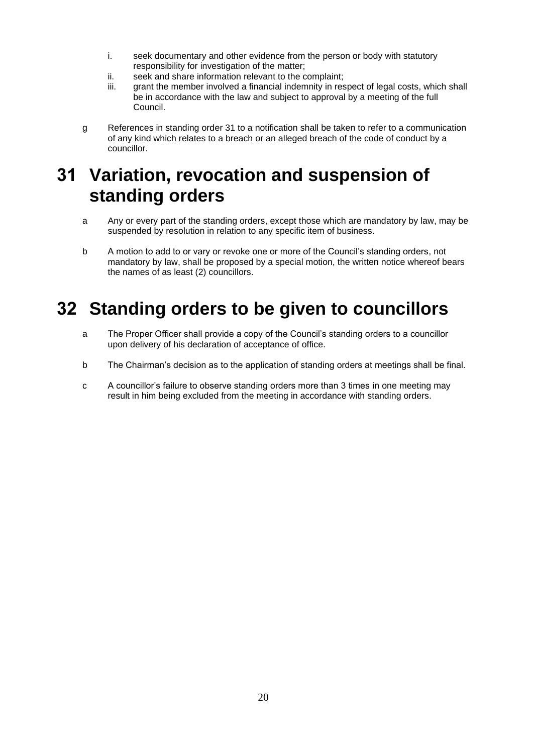i. seek documentary and other evidence from the person or body with statutory responsibility for investigation of the matter;
   ii. seek and share information relevant to the complaint;
   iii. grant the member involved a financial indemnity in respect of legal costs, which shall be in accordance with the law and subject to approval by a meeting of the full Council.

g References in standing order 31 to a notification shall be taken to refer to a communication of any kind which relates to a breach or an alleged breach of the code of conduct by a councillor.

# 31 Variation, revocation and suspension of standing orders

a Any or every part of the standing orders, except those which are mandatory by law, may be suspended by resolution in relation to any specific item of business.

b A motion to add to or vary or revoke one or more of the Council's standing orders, not mandatory by law, shall be proposed by a special motion, the written notice whereof bears the names of as least (2) councillors.

# 32 Standing orders to be given to councillors

a The Proper Officer shall provide a copy of the Council's standing orders to a councillor upon delivery of his declaration of acceptance of office.

b The Chairman's decision as to the application of standing orders at meetings shall be final.

c A councillor's failure to observe standing orders more than 3 times in one meeting may result in him being excluded from the meeting in accordance with standing orders.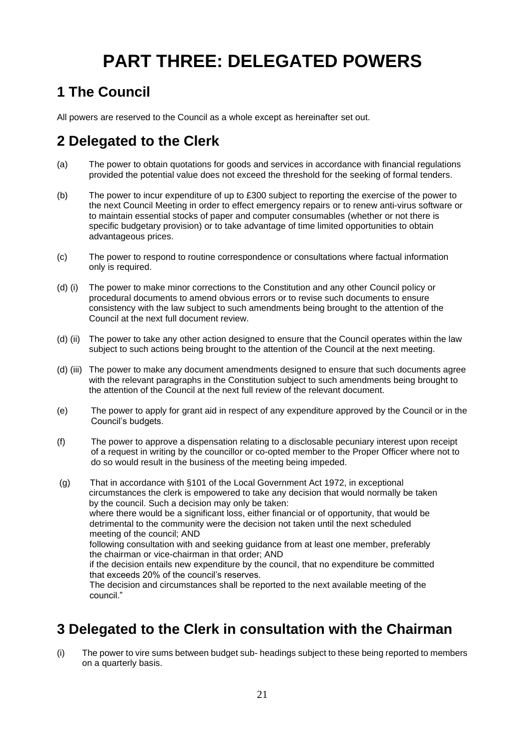# PART THREE: DELEGATED POWERS

## 1 The Council

All powers are reserved to the Council as a whole except as hereinafter set out.

## 2 Delegated to the Clerk

(a) The power to obtain quotations for goods and services in accordance with financial regulations provided the potential value does not exceed the threshold for the seeking of formal tenders.

(b) The power to incur expenditure of up to £300 subject to reporting the exercise of the power to the next Council Meeting in order to effect emergency repairs or to renew anti-virus software or to maintain essential stocks of paper and computer consumables (whether or not there is specific budgetary provision) or to take advantage of time limited opportunities to obtain advantageous prices.

(c) The power to respond to routine correspondence or consultations where factual information only is required.

(d) (i) The power to make minor corrections to the Constitution and any other Council policy or procedural documents to amend obvious errors or to revise such documents to ensure consistency with the law subject to such amendments being brought to the attention of the Council at the next full document review.

(d) (ii) The power to take any other action designed to ensure that the Council operates within the law subject to such actions being brought to the attention of the Council at the next meeting.

(d) (iii) The power to make any document amendments designed to ensure that such documents agree with the relevant paragraphs in the Constitution subject to such amendments being brought to the attention of the Council at the next full review of the relevant document.

(e) The power to apply for grant aid in respect of any expenditure approved by the Council or in the Council's budgets.

(f) The power to approve a dispensation relating to a disclosable pecuniary interest upon receipt of a request in writing by the councillor or co-opted member to the Proper Officer where not to do so would result in the business of the meeting being impeded.

(g) That in accordance with §101 of the Local Government Act 1972, in exceptional circumstances the clerk is empowered to take any decision that would normally be taken by the council. Such a decision may only be taken:
where there would be a significant loss, either financial or of opportunity, that would be detrimental to the community were the decision not taken until the next scheduled meeting of the council; AND
following consultation with and seeking guidance from at least one member, preferably the chairman or vice-chairman in that order; AND
if the decision entails new expenditure by the council, that no expenditure be committed that exceeds 20% of the council's reserves.
The decision and circumstances shall be reported to the next available meeting of the council."

## 3 Delegated to the Clerk in consultation with the Chairman

(i) The power to vire sums between budget sub- headings subject to these being reported to members on a quarterly basis.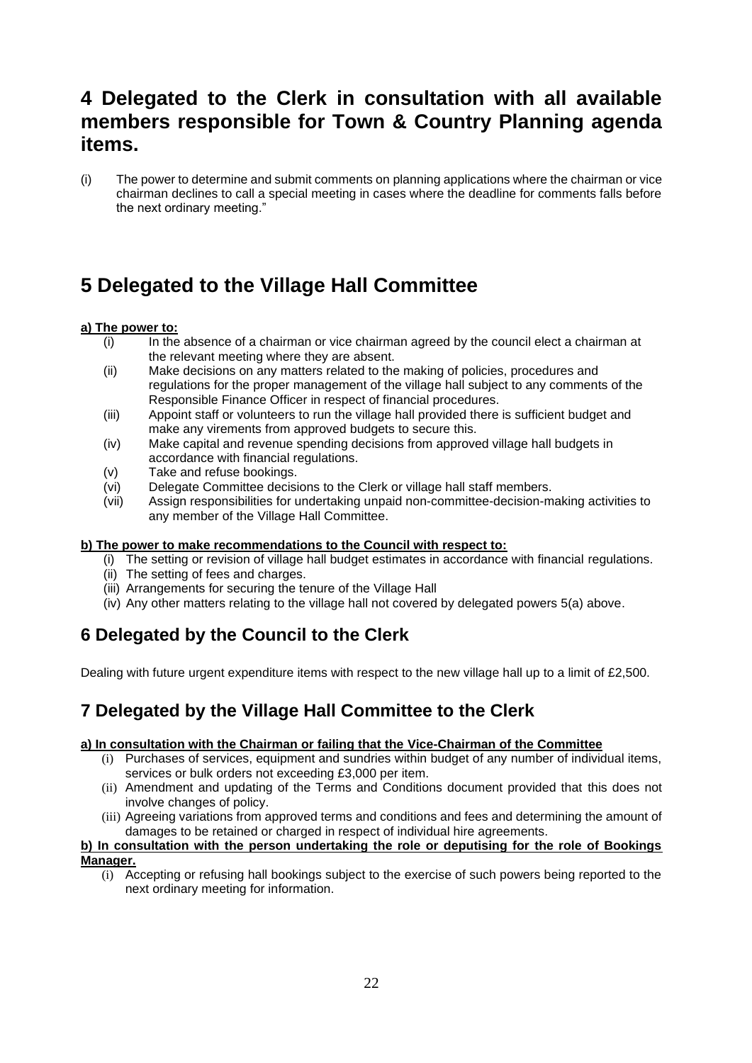# 4 Delegated to the Clerk in consultation with all available members responsible for Town & Country Planning agenda items.

(i) The power to determine and submit comments on planning applications where the chairman or vice chairman declines to call a special meeting in cases where the deadline for comments falls before the next ordinary meeting."

# 5 Delegated to the Village Hall Committee

**a) The power to:**

(i) In the absence of a chairman or vice chairman agreed by the council elect a chairman at the relevant meeting where they are absent.
(ii) Make decisions on any matters related to the making of policies, procedures and regulations for the proper management of the village hall subject to any comments of the Responsible Finance Officer in respect of financial procedures.
(iii) Appoint staff or volunteers to run the village hall provided there is sufficient budget and make any virements from approved budgets to secure this.
(iv) Make capital and revenue spending decisions from approved village hall budgets in accordance with financial regulations.
(v) Take and refuse bookings.
(vi) Delegate Committee decisions to the Clerk or village hall staff members.
(vii) Assign responsibilities for undertaking unpaid non-committee-decision-making activities to any member of the Village Hall Committee.

**b) The power to make recommendations to the Council with respect to:**

(i) The setting or revision of village hall budget estimates in accordance with financial regulations.
(ii) The setting of fees and charges.
(iii) Arrangements for securing the tenure of the Village Hall
(iv) Any other matters relating to the village hall not covered by delegated powers 5(a) above.

## 6 Delegated by the Council to the Clerk

Dealing with future urgent expenditure items with respect to the new village hall up to a limit of £2,500.

## 7 Delegated by the Village Hall Committee to the Clerk

**a) In consultation with the Chairman or failing that the Vice-Chairman of the Committee**

(i) Purchases of services, equipment and sundries within budget of any number of individual items, services or bulk orders not exceeding £3,000 per item.
(ii) Amendment and updating of the Terms and Conditions document provided that this does not involve changes of policy.
(iii) Agreeing variations from approved terms and conditions and fees and determining the amount of damages to be retained or charged in respect of individual hire agreements.

**b) In consultation with the person undertaking the role or deputising for the role of Bookings Manager.**

(i) Accepting or refusing hall bookings subject to the exercise of such powers being reported to the next ordinary meeting for information.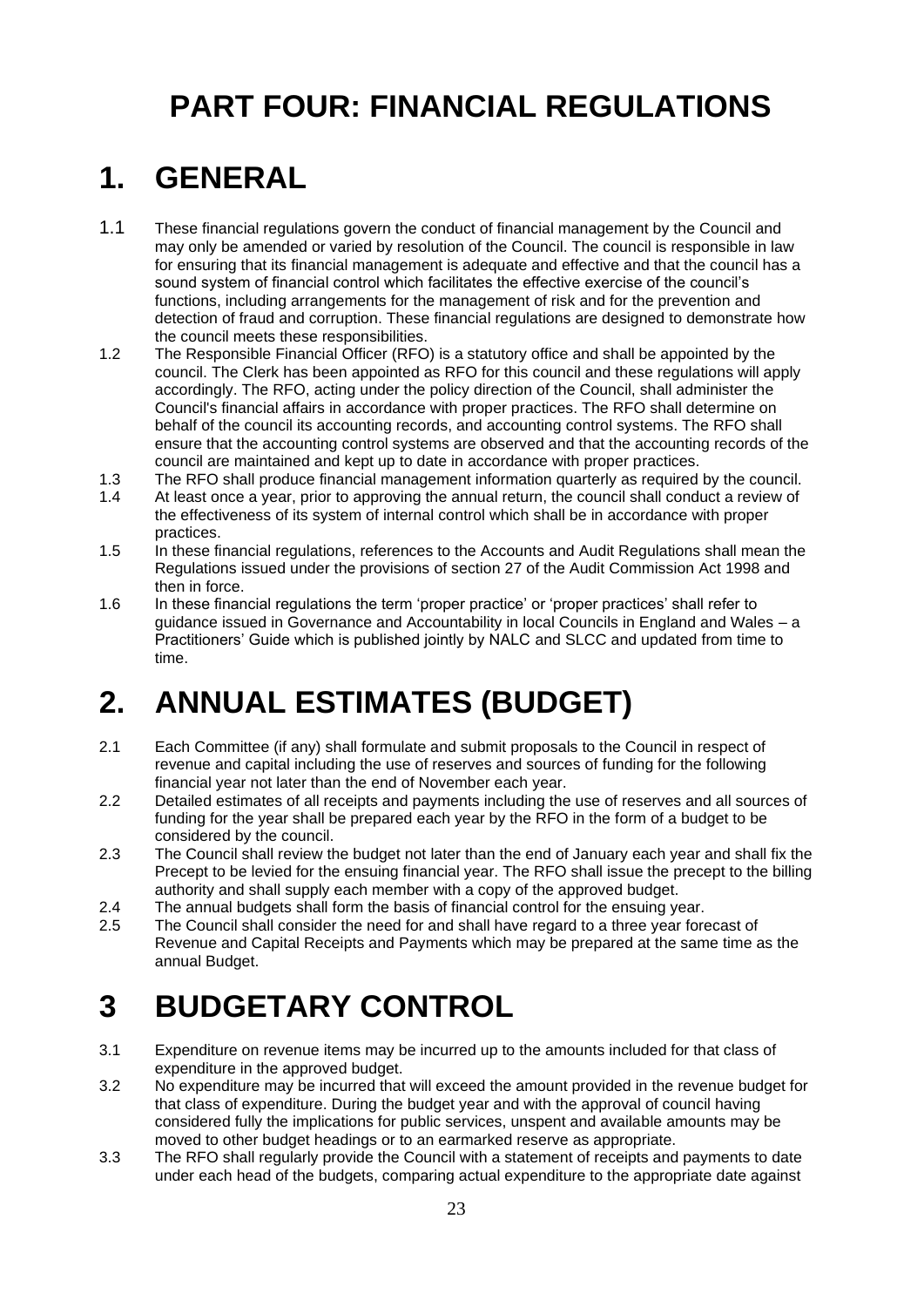# PART FOUR: FINANCIAL REGULATIONS

## 1. GENERAL

1.1 These financial regulations govern the conduct of financial management by the Council and may only be amended or varied by resolution of the Council. The council is responsible in law for ensuring that its financial management is adequate and effective and that the council has a sound system of financial control which facilitates the effective exercise of the council's functions, including arrangements for the management of risk and for the prevention and detection of fraud and corruption. These financial regulations are designed to demonstrate how the council meets these responsibilities.

1.2 The Responsible Financial Officer (RFO) is a statutory office and shall be appointed by the council. The Clerk has been appointed as RFO for this council and these regulations will apply accordingly. The RFO, acting under the policy direction of the Council, shall administer the Council's financial affairs in accordance with proper practices. The RFO shall determine on behalf of the council its accounting records, and accounting control systems. The RFO shall ensure that the accounting control systems are observed and that the accounting records of the council are maintained and kept up to date in accordance with proper practices.

1.3 The RFO shall produce financial management information quarterly as required by the council.

1.4 At least once a year, prior to approving the annual return, the council shall conduct a review of the effectiveness of its system of internal control which shall be in accordance with proper practices.

1.5 In these financial regulations, references to the Accounts and Audit Regulations shall mean the Regulations issued under the provisions of section 27 of the Audit Commission Act 1998 and then in force.

1.6 In these financial regulations the term 'proper practice' or 'proper practices' shall refer to guidance issued in Governance and Accountability in local Councils in England and Wales – a Practitioners' Guide which is published jointly by NALC and SLCC and updated from time to time.

## 2. ANNUAL ESTIMATES (BUDGET)

2.1 Each Committee (if any) shall formulate and submit proposals to the Council in respect of revenue and capital including the use of reserves and sources of funding for the following financial year not later than the end of November each year.

2.2 Detailed estimates of all receipts and payments including the use of reserves and all sources of funding for the year shall be prepared each year by the RFO in the form of a budget to be considered by the council.

2.3 The Council shall review the budget not later than the end of January each year and shall fix the Precept to be levied for the ensuing financial year. The RFO shall issue the precept to the billing authority and shall supply each member with a copy of the approved budget.

2.4 The annual budgets shall form the basis of financial control for the ensuing year.

2.5 The Council shall consider the need for and shall have regard to a three year forecast of Revenue and Capital Receipts and Payments which may be prepared at the same time as the annual Budget.

## 3 BUDGETARY CONTROL

3.1 Expenditure on revenue items may be incurred up to the amounts included for that class of expenditure in the approved budget.

3.2 No expenditure may be incurred that will exceed the amount provided in the revenue budget for that class of expenditure. During the budget year and with the approval of council having considered fully the implications for public services, unspent and available amounts may be moved to other budget headings or to an earmarked reserve as appropriate.

3.3 The RFO shall regularly provide the Council with a statement of receipts and payments to date under each head of the budgets, comparing actual expenditure to the appropriate date against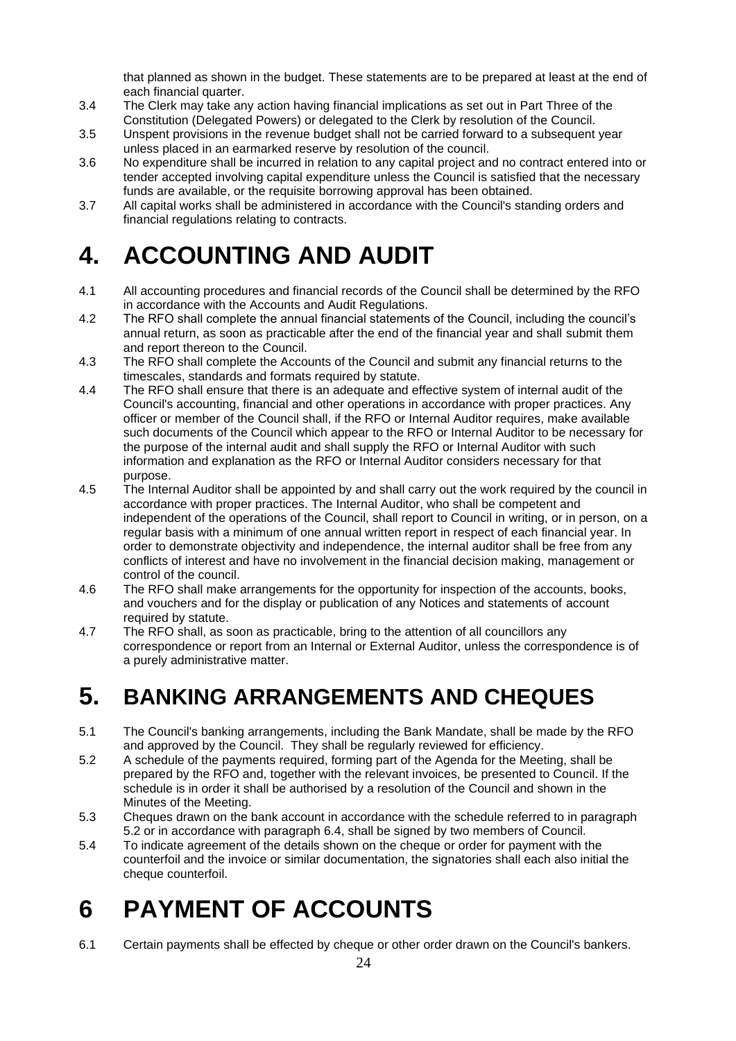that planned as shown in the budget. These statements are to be prepared at least at the end of each financial quarter.

3.4 The Clerk may take any action having financial implications as set out in Part Three of the Constitution (Delegated Powers) or delegated to the Clerk by resolution of the Council.

3.5 Unspent provisions in the revenue budget shall not be carried forward to a subsequent year unless placed in an earmarked reserve by resolution of the council.

3.6 No expenditure shall be incurred in relation to any capital project and no contract entered into or tender accepted involving capital expenditure unless the Council is satisfied that the necessary funds are available, or the requisite borrowing approval has been obtained.

3.7 All capital works shall be administered in accordance with the Council's standing orders and financial regulations relating to contracts.

# 4. ACCOUNTING AND AUDIT

4.1 All accounting procedures and financial records of the Council shall be determined by the RFO in accordance with the Accounts and Audit Regulations.

4.2 The RFO shall complete the annual financial statements of the Council, including the council's annual return, as soon as practicable after the end of the financial year and shall submit them and report thereon to the Council.

4.3 The RFO shall complete the Accounts of the Council and submit any financial returns to the timescales, standards and formats required by statute.

4.4 The RFO shall ensure that there is an adequate and effective system of internal audit of the Council's accounting, financial and other operations in accordance with proper practices. Any officer or member of the Council shall, if the RFO or Internal Auditor requires, make available such documents of the Council which appear to the RFO or Internal Auditor to be necessary for the purpose of the internal audit and shall supply the RFO or Internal Auditor with such information and explanation as the RFO or Internal Auditor considers necessary for that purpose.

4.5 The Internal Auditor shall be appointed by and shall carry out the work required by the council in accordance with proper practices. The Internal Auditor, who shall be competent and independent of the operations of the Council, shall report to Council in writing, or in person, on a regular basis with a minimum of one annual written report in respect of each financial year. In order to demonstrate objectivity and independence, the internal auditor shall be free from any conflicts of interest and have no involvement in the financial decision making, management or control of the council.

4.6 The RFO shall make arrangements for the opportunity for inspection of the accounts, books, and vouchers and for the display or publication of any Notices and statements of account required by statute.

4.7 The RFO shall, as soon as practicable, bring to the attention of all councillors any correspondence or report from an Internal or External Auditor, unless the correspondence is of a purely administrative matter.

# 5. BANKING ARRANGEMENTS AND CHEQUES

5.1 The Council's banking arrangements, including the Bank Mandate, shall be made by the RFO and approved by the Council. They shall be regularly reviewed for efficiency.

5.2 A schedule of the payments required, forming part of the Agenda for the Meeting, shall be prepared by the RFO and, together with the relevant invoices, be presented to Council. If the schedule is in order it shall be authorised by a resolution of the Council and shown in the Minutes of the Meeting.

5.3 Cheques drawn on the bank account in accordance with the schedule referred to in paragraph 5.2 or in accordance with paragraph 6.4, shall be signed by two members of Council.

5.4 To indicate agreement of the details shown on the cheque or order for payment with the counterfoil and the invoice or similar documentation, the signatories shall each also initial the cheque counterfoil.

# 6 PAYMENT OF ACCOUNTS

6.1 Certain payments shall be effected by cheque or other order drawn on the Council's bankers.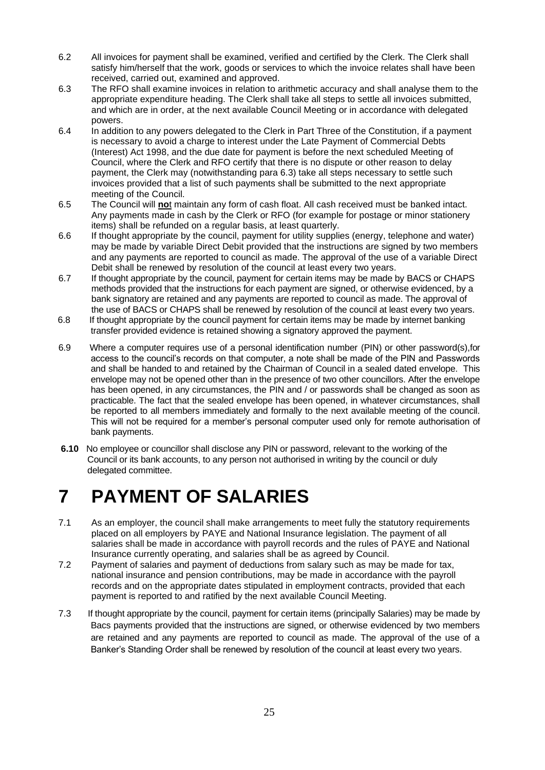6.2 All invoices for payment shall be examined, verified and certified by the Clerk. The Clerk shall satisfy him/herself that the work, goods or services to which the invoice relates shall have been received, carried out, examined and approved.

6.3 The RFO shall examine invoices in relation to arithmetic accuracy and shall analyse them to the appropriate expenditure heading. The Clerk shall take all steps to settle all invoices submitted, and which are in order, at the next available Council Meeting or in accordance with delegated powers.

6.4 In addition to any powers delegated to the Clerk in Part Three of the Constitution, if a payment is necessary to avoid a charge to interest under the Late Payment of Commercial Debts (Interest) Act 1998, and the due date for payment is before the next scheduled Meeting of Council, where the Clerk and RFO certify that there is no dispute or other reason to delay payment, the Clerk may (notwithstanding para 6.3) take all steps necessary to settle such invoices provided that a list of such payments shall be submitted to the next appropriate meeting of the Council.

6.5 The Council will **not** maintain any form of cash float. All cash received must be banked intact. Any payments made in cash by the Clerk or RFO (for example for postage or minor stationery items) shall be refunded on a regular basis, at least quarterly.

6.6 If thought appropriate by the council, payment for utility supplies (energy, telephone and water) may be made by variable Direct Debit provided that the instructions are signed by two members and any payments are reported to council as made. The approval of the use of a variable Direct Debit shall be renewed by resolution of the council at least every two years.

6.7 If thought appropriate by the council, payment for certain items may be made by BACS or CHAPS methods provided that the instructions for each payment are signed, or otherwise evidenced, by a bank signatory are retained and any payments are reported to council as made. The approval of the use of BACS or CHAPS shall be renewed by resolution of the council at least every two years.

6.8 If thought appropriate by the council payment for certain items may be made by internet banking transfer provided evidence is retained showing a signatory approved the payment.

6.9 Where a computer requires use of a personal identification number (PIN) or other password(s),for access to the council's records on that computer, a note shall be made of the PIN and Passwords and shall be handed to and retained by the Chairman of Council in a sealed dated envelope. This envelope may not be opened other than in the presence of two other councillors. After the envelope has been opened, in any circumstances, the PIN and / or passwords shall be changed as soon as practicable. The fact that the sealed envelope has been opened, in whatever circumstances, shall be reported to all members immediately and formally to the next available meeting of the council. This will not be required for a member's personal computer used only for remote authorisation of bank payments.

**6.10** No employee or councillor shall disclose any PIN or password, relevant to the working of the Council or its bank accounts, to any person not authorised in writing by the council or duly delegated committee.

# 7 PAYMENT OF SALARIES

7.1 As an employer, the council shall make arrangements to meet fully the statutory requirements placed on all employers by PAYE and National Insurance legislation. The payment of all salaries shall be made in accordance with payroll records and the rules of PAYE and National Insurance currently operating, and salaries shall be as agreed by Council.

7.2 Payment of salaries and payment of deductions from salary such as may be made for tax, national insurance and pension contributions, may be made in accordance with the payroll records and on the appropriate dates stipulated in employment contracts, provided that each payment is reported to and ratified by the next available Council Meeting.

7.3 If thought appropriate by the council, payment for certain items (principally Salaries) may be made by Bacs payments provided that the instructions are signed, or otherwise evidenced by two members are retained and any payments are reported to council as made. The approval of the use of a Banker's Standing Order shall be renewed by resolution of the council at least every two years.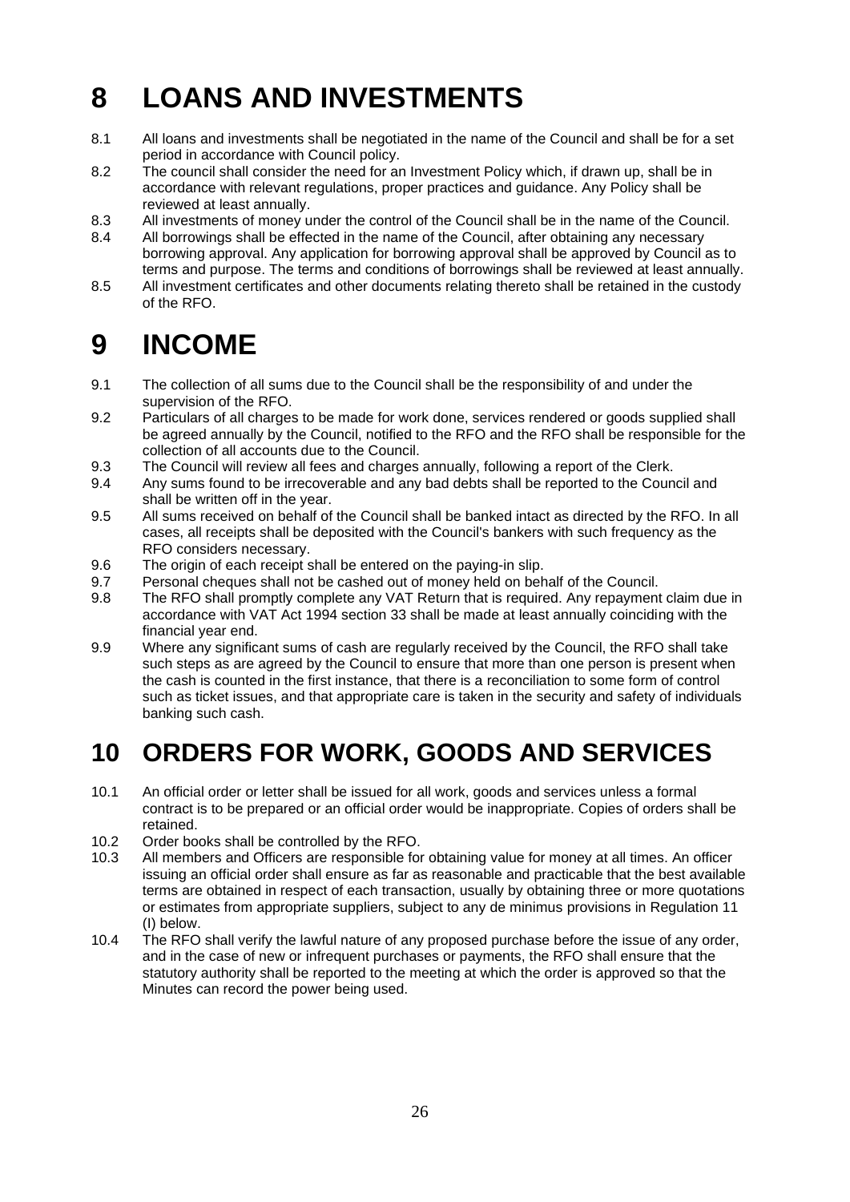# 8 LOANS AND INVESTMENTS

8.1 All loans and investments shall be negotiated in the name of the Council and shall be for a set period in accordance with Council policy.

8.2 The council shall consider the need for an Investment Policy which, if drawn up, shall be in accordance with relevant regulations, proper practices and guidance. Any Policy shall be reviewed at least annually.

8.3 All investments of money under the control of the Council shall be in the name of the Council.

8.4 All borrowings shall be effected in the name of the Council, after obtaining any necessary borrowing approval. Any application for borrowing approval shall be approved by Council as to terms and purpose. The terms and conditions of borrowings shall be reviewed at least annually.

8.5 All investment certificates and other documents relating thereto shall be retained in the custody of the RFO.

# 9 INCOME

9.1 The collection of all sums due to the Council shall be the responsibility of and under the supervision of the RFO.

9.2 Particulars of all charges to be made for work done, services rendered or goods supplied shall be agreed annually by the Council, notified to the RFO and the RFO shall be responsible for the collection of all accounts due to the Council.

9.3 The Council will review all fees and charges annually, following a report of the Clerk.

9.4 Any sums found to be irrecoverable and any bad debts shall be reported to the Council and shall be written off in the year.

9.5 All sums received on behalf of the Council shall be banked intact as directed by the RFO. In all cases, all receipts shall be deposited with the Council's bankers with such frequency as the RFO considers necessary.

9.6 The origin of each receipt shall be entered on the paying-in slip.

9.7 Personal cheques shall not be cashed out of money held on behalf of the Council.

9.8 The RFO shall promptly complete any VAT Return that is required. Any repayment claim due in accordance with VAT Act 1994 section 33 shall be made at least annually coinciding with the financial year end.

9.9 Where any significant sums of cash are regularly received by the Council, the RFO shall take such steps as are agreed by the Council to ensure that more than one person is present when the cash is counted in the first instance, that there is a reconciliation to some form of control such as ticket issues, and that appropriate care is taken in the security and safety of individuals banking such cash.

# 10 ORDERS FOR WORK, GOODS AND SERVICES

10.1 An official order or letter shall be issued for all work, goods and services unless a formal contract is to be prepared or an official order would be inappropriate. Copies of orders shall be retained.

10.2 Order books shall be controlled by the RFO.

10.3 All members and Officers are responsible for obtaining value for money at all times. An officer issuing an official order shall ensure as far as reasonable and practicable that the best available terms are obtained in respect of each transaction, usually by obtaining three or more quotations or estimates from appropriate suppliers, subject to any de minimus provisions in Regulation 11 (I) below.

10.4 The RFO shall verify the lawful nature of any proposed purchase before the issue of any order, and in the case of new or infrequent purchases or payments, the RFO shall ensure that the statutory authority shall be reported to the meeting at which the order is approved so that the Minutes can record the power being used.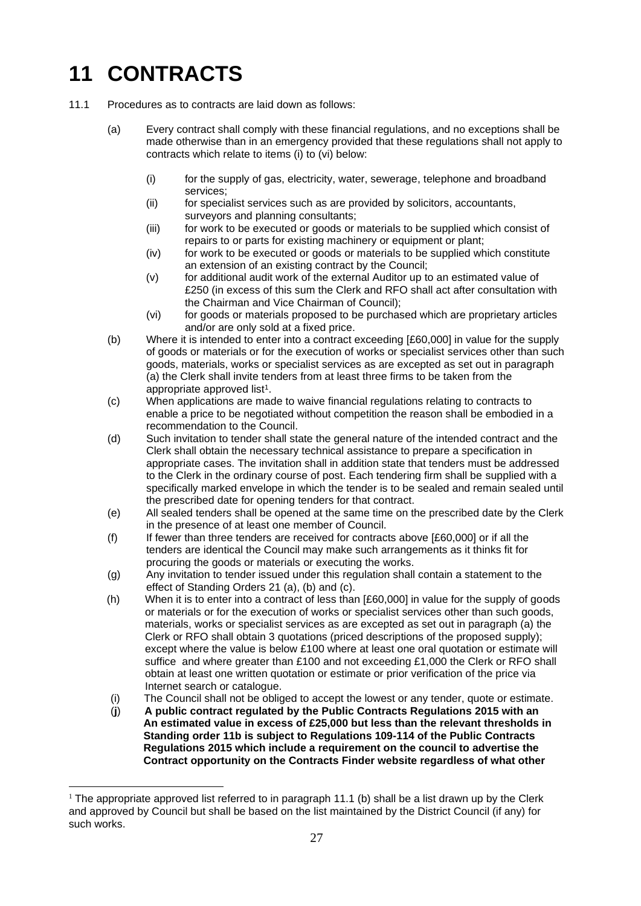# 11 CONTRACTS

11.1 Procedures as to contracts are laid down as follows:

(a) Every contract shall comply with these financial regulations, and no exceptions shall be made otherwise than in an emergency provided that these regulations shall not apply to contracts which relate to items (i) to (vi) below:

   (i) for the supply of gas, electricity, water, sewerage, telephone and broadband services;
   (ii) for specialist services such as are provided by solicitors, accountants, surveyors and planning consultants;
   (iii) for work to be executed or goods or materials to be supplied which consist of repairs to or parts for existing machinery or equipment or plant;
   (iv) for work to be executed or goods or materials to be supplied which constitute an extension of an existing contract by the Council;
   (v) for additional audit work of the external Auditor up to an estimated value of £250 (in excess of this sum the Clerk and RFO shall act after consultation with the Chairman and Vice Chairman of Council);
   (vi) for goods or materials proposed to be purchased which are proprietary articles and/or are only sold at a fixed price.

(b) Where it is intended to enter into a contract exceeding [£60,000] in value for the supply of goods or materials or for the execution of works or specialist services other than such goods, materials, works or specialist services as are excepted as set out in paragraph (a) the Clerk shall invite tenders from at least three firms to be taken from the appropriate approved list[1].

(c) When applications are made to waive financial regulations relating to contracts to enable a price to be negotiated without competition the reason shall be embodied in a recommendation to the Council.

(d) Such invitation to tender shall state the general nature of the intended contract and the Clerk shall obtain the necessary technical assistance to prepare a specification in appropriate cases. The invitation shall in addition state that tenders must be addressed to the Clerk in the ordinary course of post. Each tendering firm shall be supplied with a specifically marked envelope in which the tender is to be sealed and remain sealed until the prescribed date for opening tenders for that contract.

(e) All sealed tenders shall be opened at the same time on the prescribed date by the Clerk in the presence of at least one member of Council.

(f) If fewer than three tenders are received for contracts above [£60,000] or if all the tenders are identical the Council may make such arrangements as it thinks fit for procuring the goods or materials or executing the works.

(g) Any invitation to tender issued under this regulation shall contain a statement to the effect of Standing Orders 21 (a), (b) and (c).

(h) When it is to enter into a contract of less than [£60,000] in value for the supply of goods or materials or for the execution of works or specialist services other than such goods, materials, works or specialist services as are excepted as set out in paragraph (a) the Clerk or RFO shall obtain 3 quotations (priced descriptions of the proposed supply); except where the value is below £100 where at least one oral quotation or estimate will suffice and where greater than £100 and not exceeding £1,000 the Clerk or RFO shall obtain at least one written quotation or estimate or prior verification of the price via Internet search or catalogue.

(i) The Council shall not be obliged to accept the lowest or any tender, quote or estimate.

(j) **A public contract regulated by the Public Contracts Regulations 2015 with an An estimated value in excess of £25,000 but less than the relevant thresholds in Standing order 11b is subject to Regulations 109-114 of the Public Contracts Regulations 2015 which include a requirement on the council to advertise the Contract opportunity on the Contracts Finder website regardless of what other**

[1] The appropriate approved list referred to in paragraph 11.1 (b) shall be a list drawn up by the Clerk and approved by Council but shall be based on the list maintained by the District Council (if any) for such works.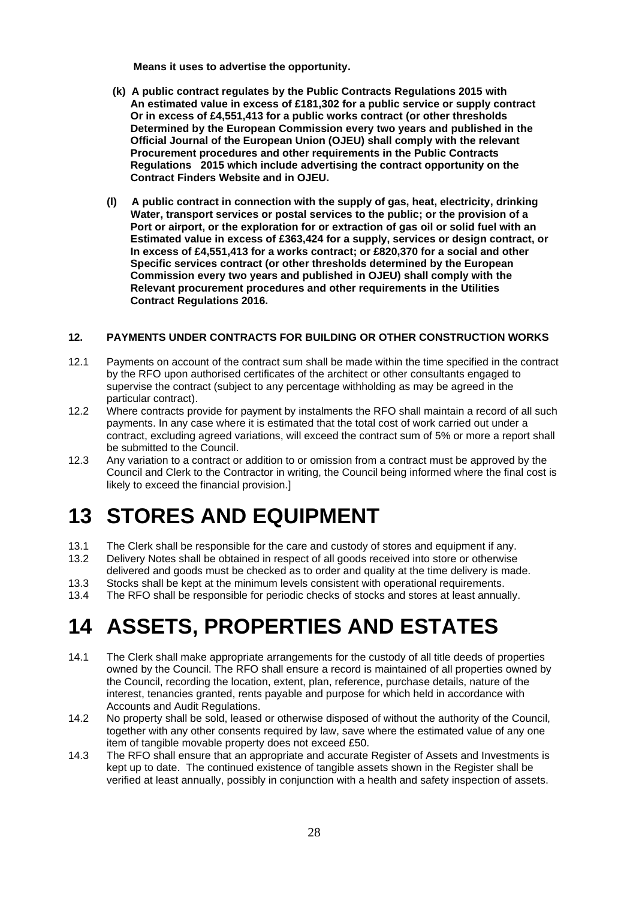**Means it uses to advertise the opportunity.**

**(k) A public contract regulates by the Public Contracts Regulations 2015 with An estimated value in excess of £181,302 for a public service or supply contract Or in excess of £4,551,413 for a public works contract (or other thresholds Determined by the European Commission every two years and published in the Official Journal of the European Union (OJEU) shall comply with the relevant Procurement procedures and other requirements in the Public Contracts Regulations 2015 which include advertising the contract opportunity on the Contract Finders Website and in OJEU.**

**(l) A public contract in connection with the supply of gas, heat, electricity, drinking Water, transport services or postal services to the public; or the provision of a Port or airport, or the exploration for or extraction of gas oil or solid fuel with an Estimated value in excess of £363,424 for a supply, services or design contract, or In excess of £4,551,413 for a works contract; or £820,370 for a social and other Specific services contract (or other thresholds determined by the European Commission every two years and published in OJEU) shall comply with the Relevant procurement procedures and other requirements in the Utilities Contract Regulations 2016.**

**12. PAYMENTS UNDER CONTRACTS FOR BUILDING OR OTHER CONSTRUCTION WORKS**

12.1 Payments on account of the contract sum shall be made within the time specified in the contract by the RFO upon authorised certificates of the architect or other consultants engaged to supervise the contract (subject to any percentage withholding as may be agreed in the particular contract).

12.2 Where contracts provide for payment by instalments the RFO shall maintain a record of all such payments. In any case where it is estimated that the total cost of work carried out under a contract, excluding agreed variations, will exceed the contract sum of 5% or more a report shall be submitted to the Council.

12.3 Any variation to a contract or addition to or omission from a contract must be approved by the Council and Clerk to the Contractor in writing, the Council being informed where the final cost is likely to exceed the financial provision.]

# 13 STORES AND EQUIPMENT

13.1 The Clerk shall be responsible for the care and custody of stores and equipment if any.

13.2 Delivery Notes shall be obtained in respect of all goods received into store or otherwise delivered and goods must be checked as to order and quality at the time delivery is made.

13.3 Stocks shall be kept at the minimum levels consistent with operational requirements.

13.4 The RFO shall be responsible for periodic checks of stocks and stores at least annually.

# 14 ASSETS, PROPERTIES AND ESTATES

14.1 The Clerk shall make appropriate arrangements for the custody of all title deeds of properties owned by the Council. The RFO shall ensure a record is maintained of all properties owned by the Council, recording the location, extent, plan, reference, purchase details, nature of the interest, tenancies granted, rents payable and purpose for which held in accordance with Accounts and Audit Regulations.

14.2 No property shall be sold, leased or otherwise disposed of without the authority of the Council, together with any other consents required by law, save where the estimated value of any one item of tangible movable property does not exceed £50.

14.3 The RFO shall ensure that an appropriate and accurate Register of Assets and Investments is kept up to date. The continued existence of tangible assets shown in the Register shall be verified at least annually, possibly in conjunction with a health and safety inspection of assets.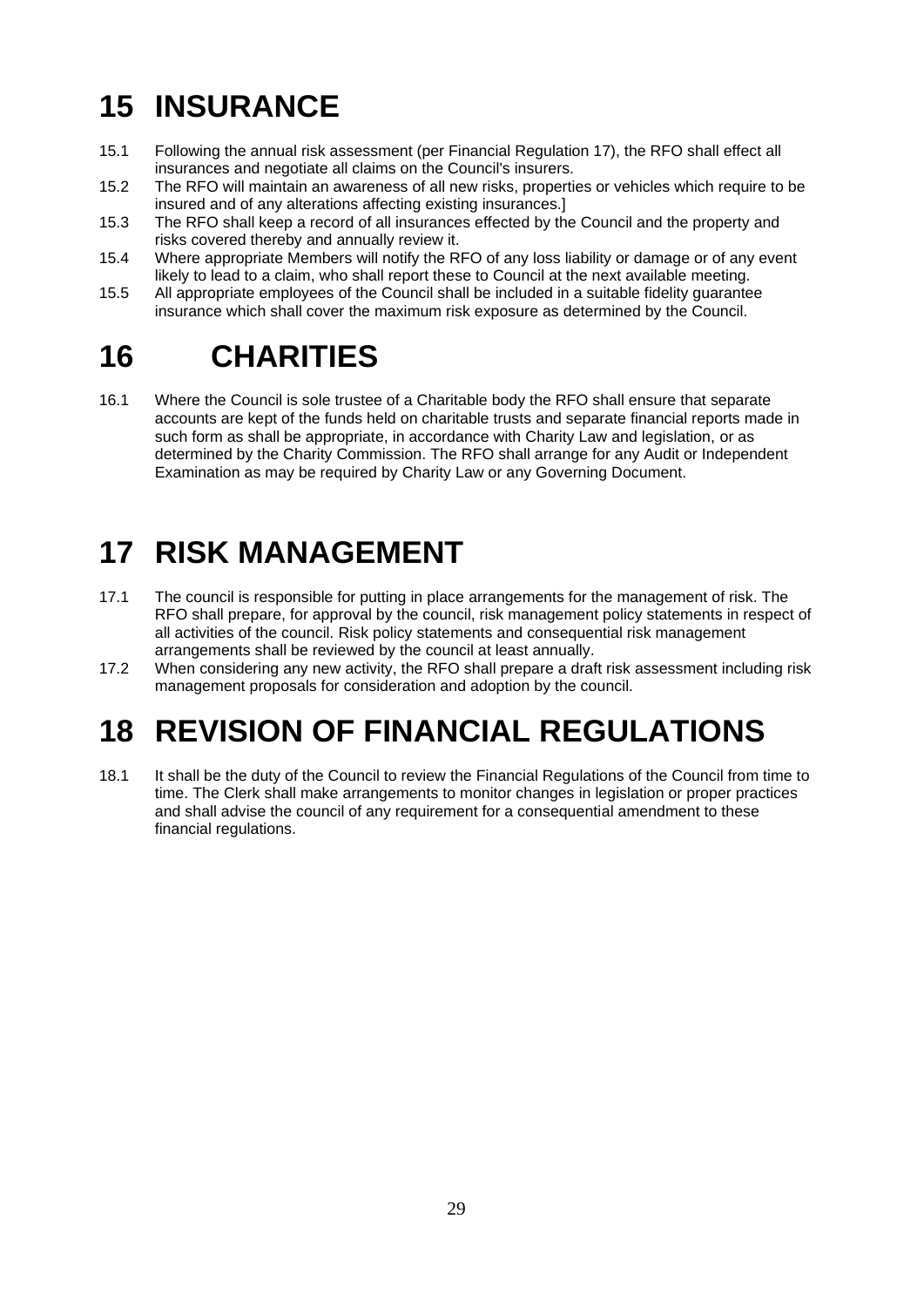# 15 INSURANCE

15.1 Following the annual risk assessment (per Financial Regulation 17), the RFO shall effect all insurances and negotiate all claims on the Council's insurers.

15.2 The RFO will maintain an awareness of all new risks, properties or vehicles which require to be insured and of any alterations affecting existing insurances.]

15.3 The RFO shall keep a record of all insurances effected by the Council and the property and risks covered thereby and annually review it.

15.4 Where appropriate Members will notify the RFO of any loss liability or damage or of any event likely to lead to a claim, who shall report these to Council at the next available meeting.

15.5 All appropriate employees of the Council shall be included in a suitable fidelity guarantee insurance which shall cover the maximum risk exposure as determined by the Council.

# 16 CHARITIES

16.1 Where the Council is sole trustee of a Charitable body the RFO shall ensure that separate accounts are kept of the funds held on charitable trusts and separate financial reports made in such form as shall be appropriate, in accordance with Charity Law and legislation, or as determined by the Charity Commission. The RFO shall arrange for any Audit or Independent Examination as may be required by Charity Law or any Governing Document.

# 17 RISK MANAGEMENT

17.1 The council is responsible for putting in place arrangements for the management of risk. The RFO shall prepare, for approval by the council, risk management policy statements in respect of all activities of the council. Risk policy statements and consequential risk management arrangements shall be reviewed by the council at least annually.

17.2 When considering any new activity, the RFO shall prepare a draft risk assessment including risk management proposals for consideration and adoption by the council.

# 18 REVISION OF FINANCIAL REGULATIONS

18.1 It shall be the duty of the Council to review the Financial Regulations of the Council from time to time. The Clerk shall make arrangements to monitor changes in legislation or proper practices and shall advise the council of any requirement for a consequential amendment to these financial regulations.